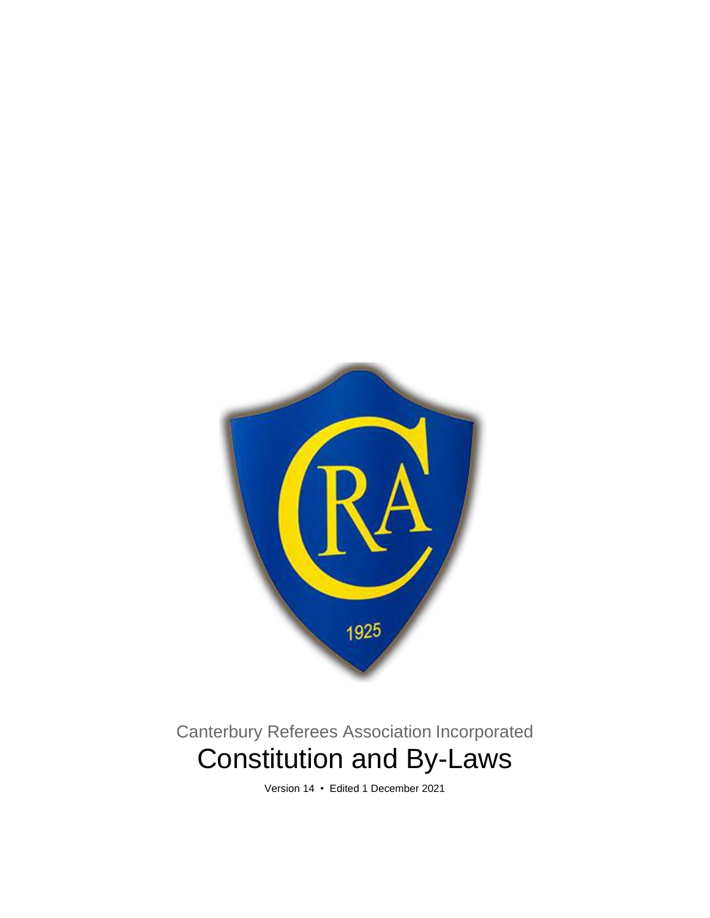Canterbury Referees Association Incorporated

# Constitution and By-Laws

Version 14 • Edited 1 December 2021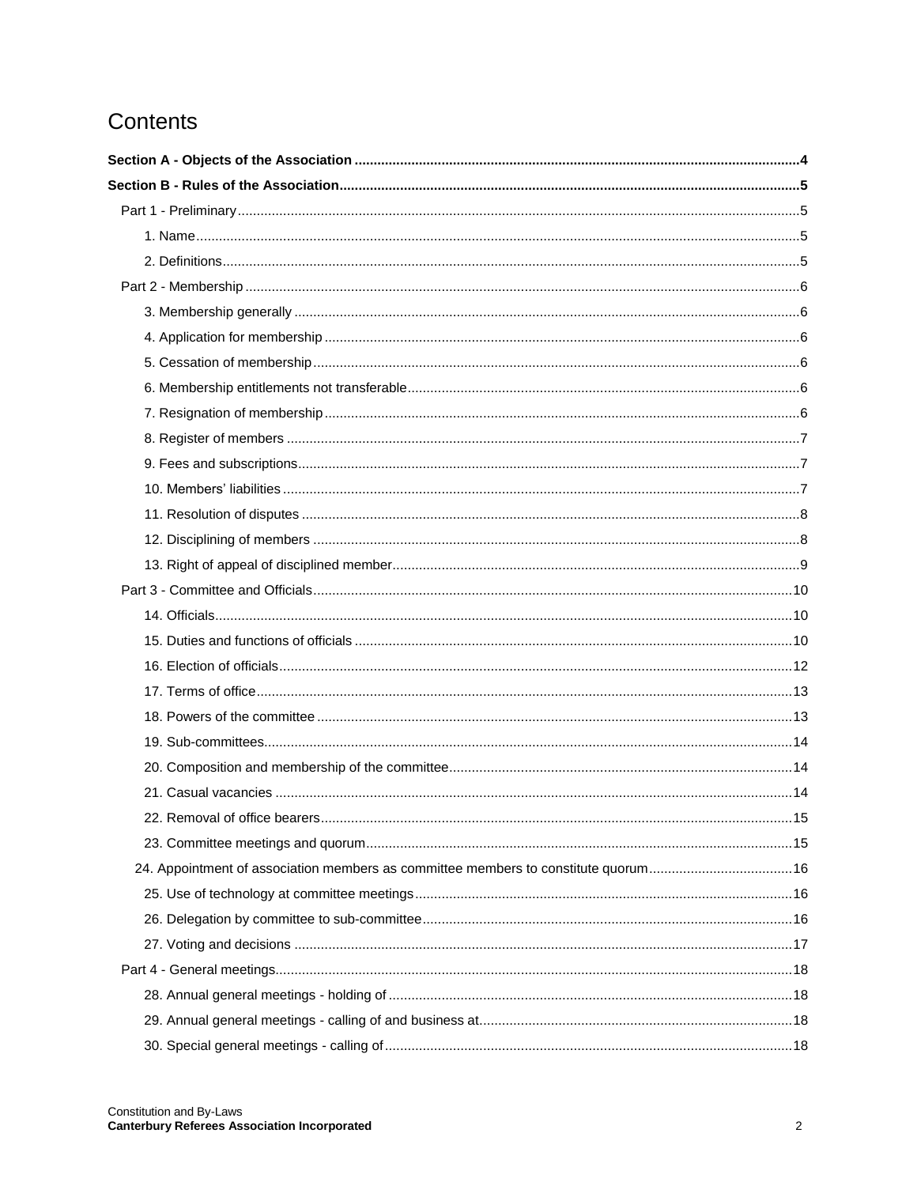# Contents

**Section A - Objects of the Association** ..... 4

**Section B - Rules of the Association** ..... 5

- Part 1 - Preliminary ..... 5
  - 1. Name ..... 5
  - 2. Definitions ..... 5
- Part 2 - Membership ..... 6
  - 3. Membership generally ..... 6
  - 4. Application for membership ..... 6
  - 5. Cessation of membership ..... 6
  - 6. Membership entitlements not transferable ..... 6
  - 7. Resignation of membership ..... 6
  - 8. Register of members ..... 7
  - 9. Fees and subscriptions ..... 7
  - 10. Members' liabilities ..... 7
  - 11. Resolution of disputes ..... 8
  - 12. Disciplining of members ..... 8
  - 13. Right of appeal of disciplined member ..... 9
- Part 3 - Committee and Officials ..... 10
  - 14. Officials ..... 10
  - 15. Duties and functions of officials ..... 10
  - 16. Election of officials ..... 12
  - 17. Terms of office ..... 13
  - 18. Powers of the committee ..... 13
  - 19. Sub-committees ..... 14
  - 20. Composition and membership of the committee ..... 14
  - 21. Casual vacancies ..... 14
  - 22. Removal of office bearers ..... 15
  - 23. Committee meetings and quorum ..... 15
  - 24. Appointment of association members as committee members to constitute quorum ..... 16
  - 25. Use of technology at committee meetings ..... 16
  - 26. Delegation by committee to sub-committee ..... 16
  - 27. Voting and decisions ..... 17
- Part 4 - General meetings ..... 18
  - 28. Annual general meetings - holding of ..... 18
  - 29. Annual general meetings - calling of and business at ..... 18
  - 30. Special general meetings - calling of ..... 18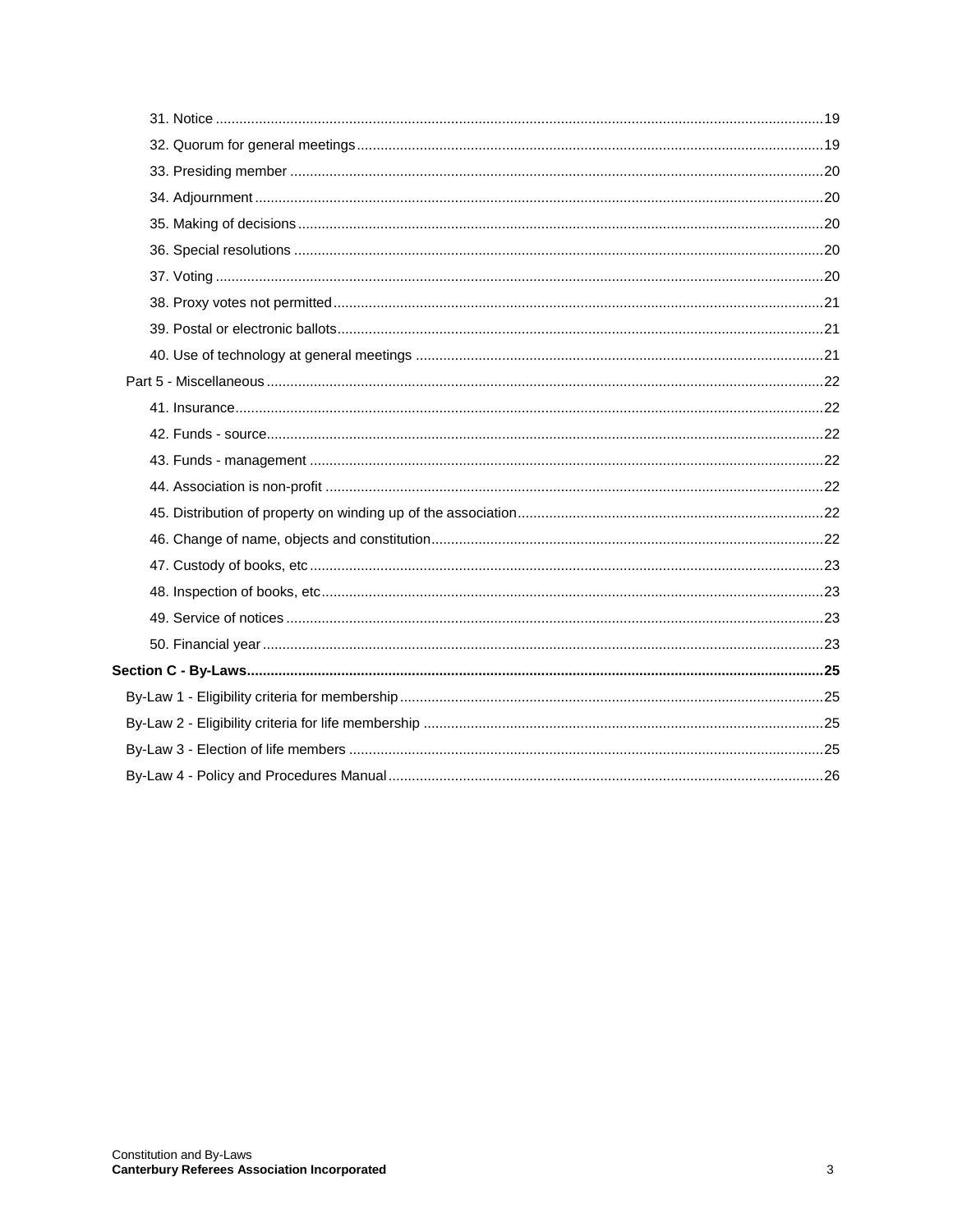31. Notice ....................................................................................................................................................19

32. Quorum for general meetings ..........................................................................................................19

33. Presiding member ...........................................................................................................................20

34. Adjournment ....................................................................................................................................20

35. Making of decisions .........................................................................................................................20

36. Special resolutions ..........................................................................................................................20

37. Voting ..............................................................................................................................................20

38. Proxy votes not permitted ...............................................................................................................21

39. Postal or electronic ballots ...............................................................................................................21

40. Use of technology at general meetings ...........................................................................................21

Part 5 - Miscellaneous ..........................................................................................................................22

41. Insurance .........................................................................................................................................22

42. Funds - source .................................................................................................................................22

43. Funds - management ......................................................................................................................22

44. Association is non-profit ..................................................................................................................22

45. Distribution of property on winding up of the association ................................................................22

46. Change of name, objects and constitution .......................................................................................22

47. Custody of books, etc ......................................................................................................................23

48. Inspection of books, etc ...................................................................................................................23

49. Service of notices ............................................................................................................................23

50. Financial year ..................................................................................................................................23

**Section C - By-Laws ...........................................................................................................................25**

By-Law 1 - Eligibility criteria for membership ........................................................................................25

By-Law 2 - Eligibility criteria for life membership ...................................................................................25

By-Law 3 - Election of life members .......................................................................................................25

By-Law 4 - Policy and Procedures Manual .............................................................................................26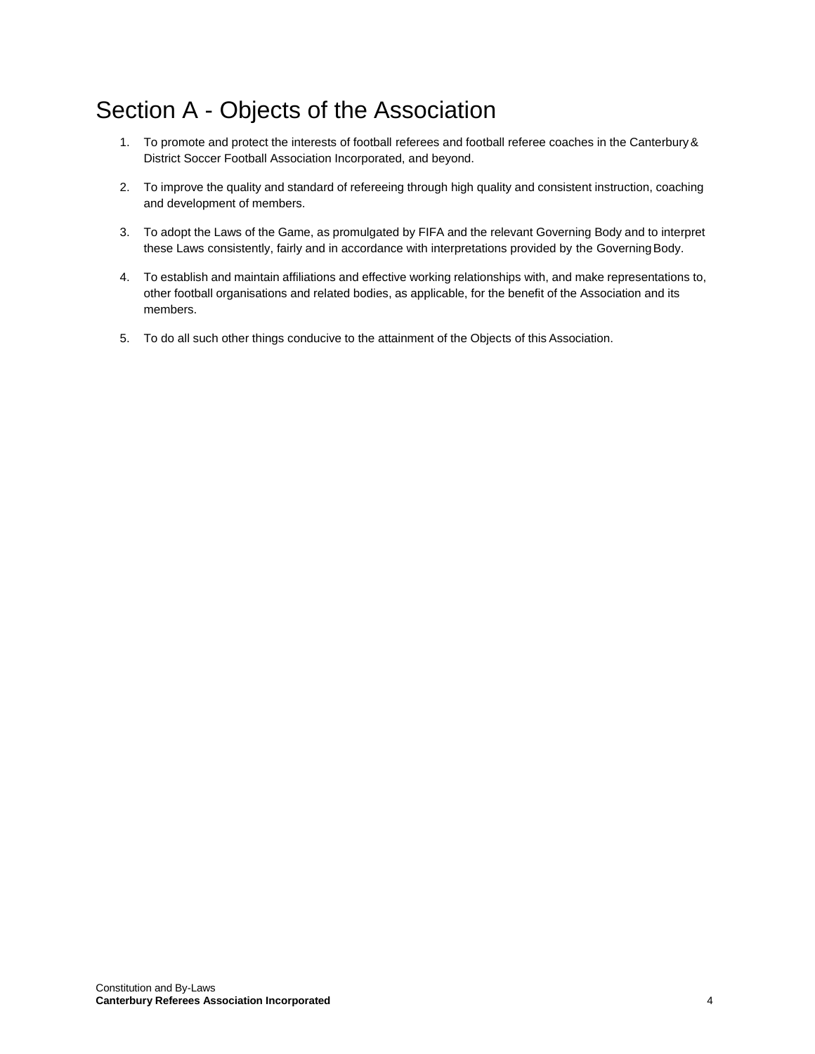# Section A - Objects of the Association

1. To promote and protect the interests of football referees and football referee coaches in the Canterbury & District Soccer Football Association Incorporated, and beyond.

2. To improve the quality and standard of refereeing through high quality and consistent instruction, coaching and development of members.

3. To adopt the Laws of the Game, as promulgated by FIFA and the relevant Governing Body and to interpret these Laws consistently, fairly and in accordance with interpretations provided by the Governing Body.

4. To establish and maintain affiliations and effective working relationships with, and make representations to, other football organisations and related bodies, as applicable, for the benefit of the Association and its members.

5. To do all such other things conducive to the attainment of the Objects of this Association.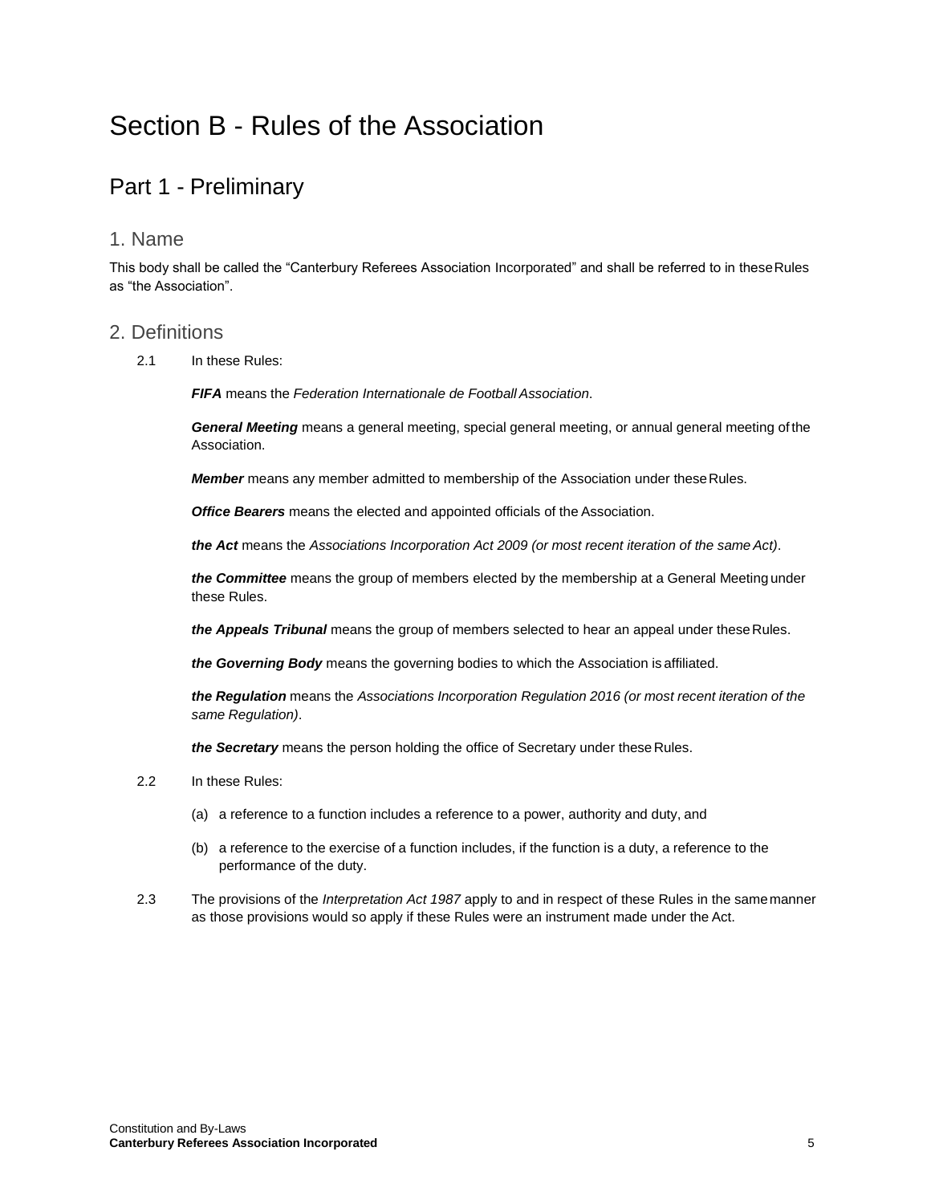# Section B - Rules of the Association

## Part 1 - Preliminary

### 1. Name

This body shall be called the "Canterbury Referees Association Incorporated" and shall be referred to in these Rules as "the Association".

### 2. Definitions

2.1 In these Rules:

***FIFA*** means the *Federation Internationale de Football Association*.

***General Meeting*** means a general meeting, special general meeting, or annual general meeting of the Association.

***Member*** means any member admitted to membership of the Association under these Rules.

***Office Bearers*** means the elected and appointed officials of the Association.

***the Act*** means the *Associations Incorporation Act 2009 (or most recent iteration of the same Act)*.

***the Committee*** means the group of members elected by the membership at a General Meeting under these Rules.

***the Appeals Tribunal*** means the group of members selected to hear an appeal under these Rules.

***the Governing Body*** means the governing bodies to which the Association is affiliated.

***the Regulation*** means the *Associations Incorporation Regulation 2016 (or most recent iteration of the same Regulation)*.

***the Secretary*** means the person holding the office of Secretary under these Rules.

2.2 In these Rules:

(a) a reference to a function includes a reference to a power, authority and duty, and

(b) a reference to the exercise of a function includes, if the function is a duty, a reference to the performance of the duty.

2.3 The provisions of the *Interpretation Act 1987* apply to and in respect of these Rules in the same manner as those provisions would so apply if these Rules were an instrument made under the Act.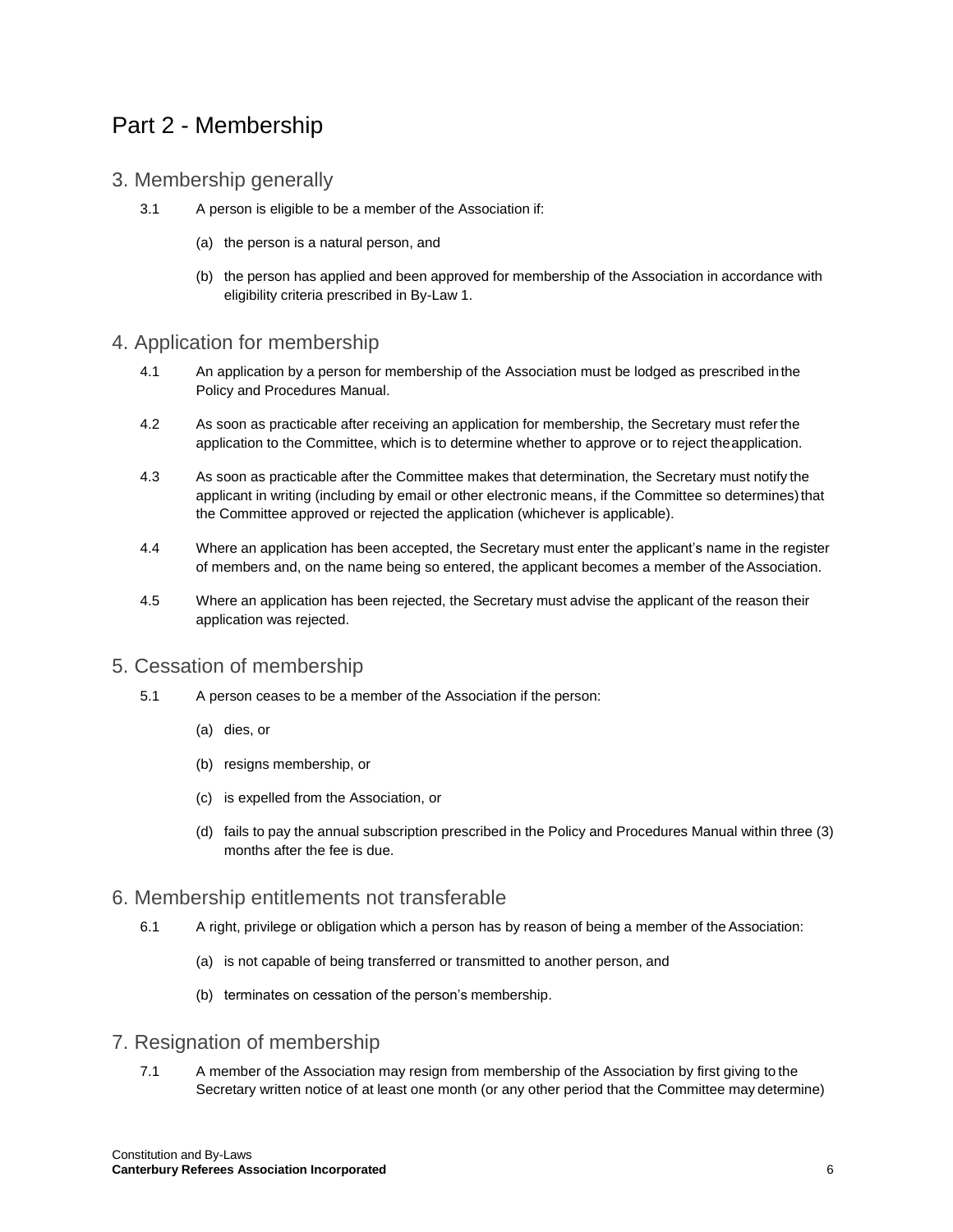# Part 2 - Membership

## 3. Membership generally

3.1 A person is eligible to be a member of the Association if:

(a) the person is a natural person, and

(b) the person has applied and been approved for membership of the Association in accordance with eligibility criteria prescribed in By-Law 1.

## 4. Application for membership

4.1 An application by a person for membership of the Association must be lodged as prescribed in the Policy and Procedures Manual.

4.2 As soon as practicable after receiving an application for membership, the Secretary must refer the application to the Committee, which is to determine whether to approve or to reject the application.

4.3 As soon as practicable after the Committee makes that determination, the Secretary must notify the applicant in writing (including by email or other electronic means, if the Committee so determines) that the Committee approved or rejected the application (whichever is applicable).

4.4 Where an application has been accepted, the Secretary must enter the applicant's name in the register of members and, on the name being so entered, the applicant becomes a member of the Association.

4.5 Where an application has been rejected, the Secretary must advise the applicant of the reason their application was rejected.

## 5. Cessation of membership

5.1 A person ceases to be a member of the Association if the person:

(a) dies, or

(b) resigns membership, or

(c) is expelled from the Association, or

(d) fails to pay the annual subscription prescribed in the Policy and Procedures Manual within three (3) months after the fee is due.

## 6. Membership entitlements not transferable

6.1 A right, privilege or obligation which a person has by reason of being a member of the Association:

(a) is not capable of being transferred or transmitted to another person, and

(b) terminates on cessation of the person's membership.

## 7. Resignation of membership

7.1 A member of the Association may resign from membership of the Association by first giving to the Secretary written notice of at least one month (or any other period that the Committee may determine)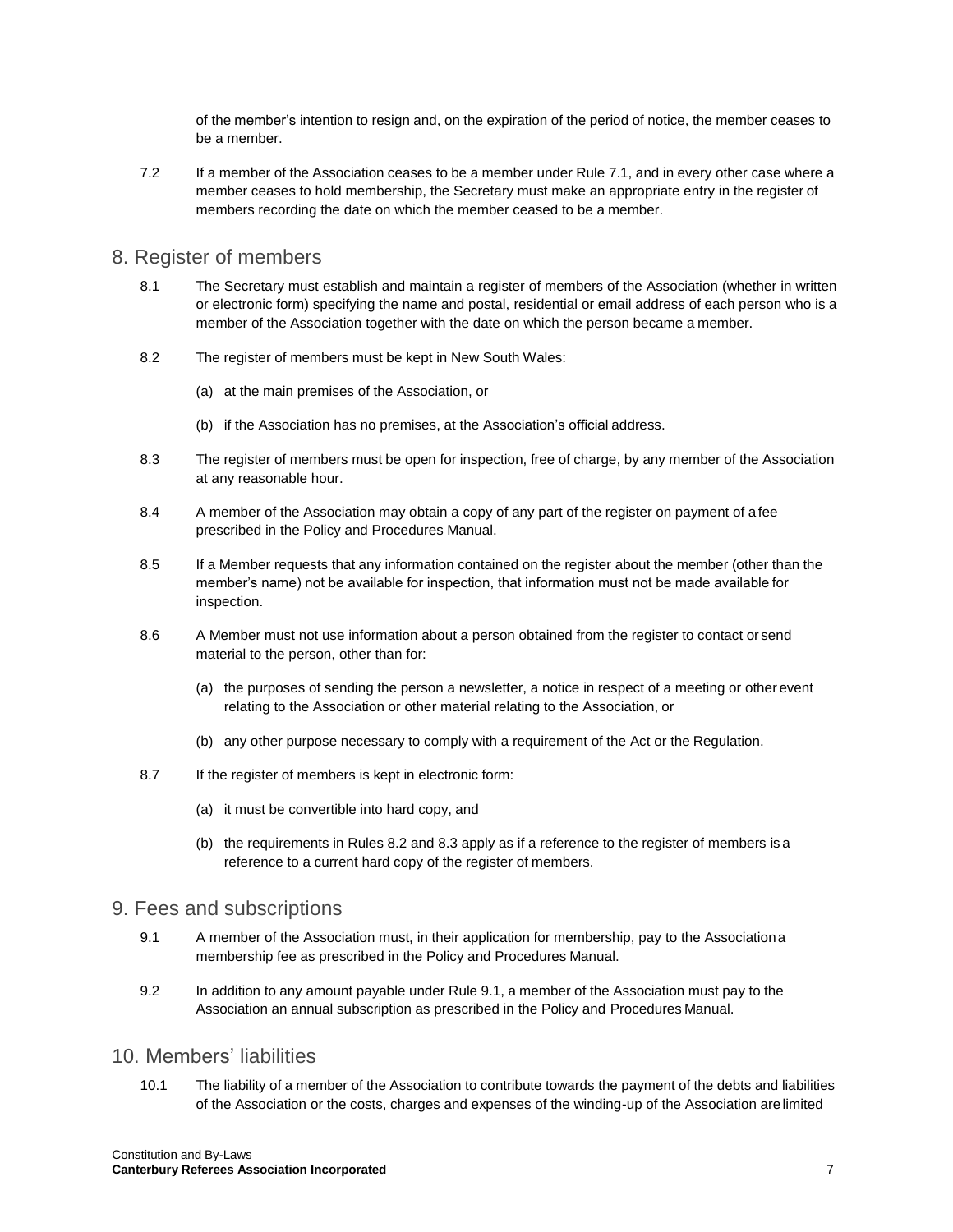of the member's intention to resign and, on the expiration of the period of notice, the member ceases to be a member.

7.2 If a member of the Association ceases to be a member under Rule 7.1, and in every other case where a member ceases to hold membership, the Secretary must make an appropriate entry in the register of members recording the date on which the member ceased to be a member.

## 8. Register of members

8.1 The Secretary must establish and maintain a register of members of the Association (whether in written or electronic form) specifying the name and postal, residential or email address of each person who is a member of the Association together with the date on which the person became a member.

8.2 The register of members must be kept in New South Wales:

(a) at the main premises of the Association, or

(b) if the Association has no premises, at the Association's official address.

8.3 The register of members must be open for inspection, free of charge, by any member of the Association at any reasonable hour.

8.4 A member of the Association may obtain a copy of any part of the register on payment of a fee prescribed in the Policy and Procedures Manual.

8.5 If a Member requests that any information contained on the register about the member (other than the member's name) not be available for inspection, that information must not be made available for inspection.

8.6 A Member must not use information about a person obtained from the register to contact or send material to the person, other than for:

(a) the purposes of sending the person a newsletter, a notice in respect of a meeting or other event relating to the Association or other material relating to the Association, or

(b) any other purpose necessary to comply with a requirement of the Act or the Regulation.

8.7 If the register of members is kept in electronic form:

(a) it must be convertible into hard copy, and

(b) the requirements in Rules 8.2 and 8.3 apply as if a reference to the register of members is a reference to a current hard copy of the register of members.

## 9. Fees and subscriptions

9.1 A member of the Association must, in their application for membership, pay to the Association a membership fee as prescribed in the Policy and Procedures Manual.

9.2 In addition to any amount payable under Rule 9.1, a member of the Association must pay to the Association an annual subscription as prescribed in the Policy and Procedures Manual.

## 10. Members' liabilities

10.1 The liability of a member of the Association to contribute towards the payment of the debts and liabilities of the Association or the costs, charges and expenses of the winding-up of the Association are limited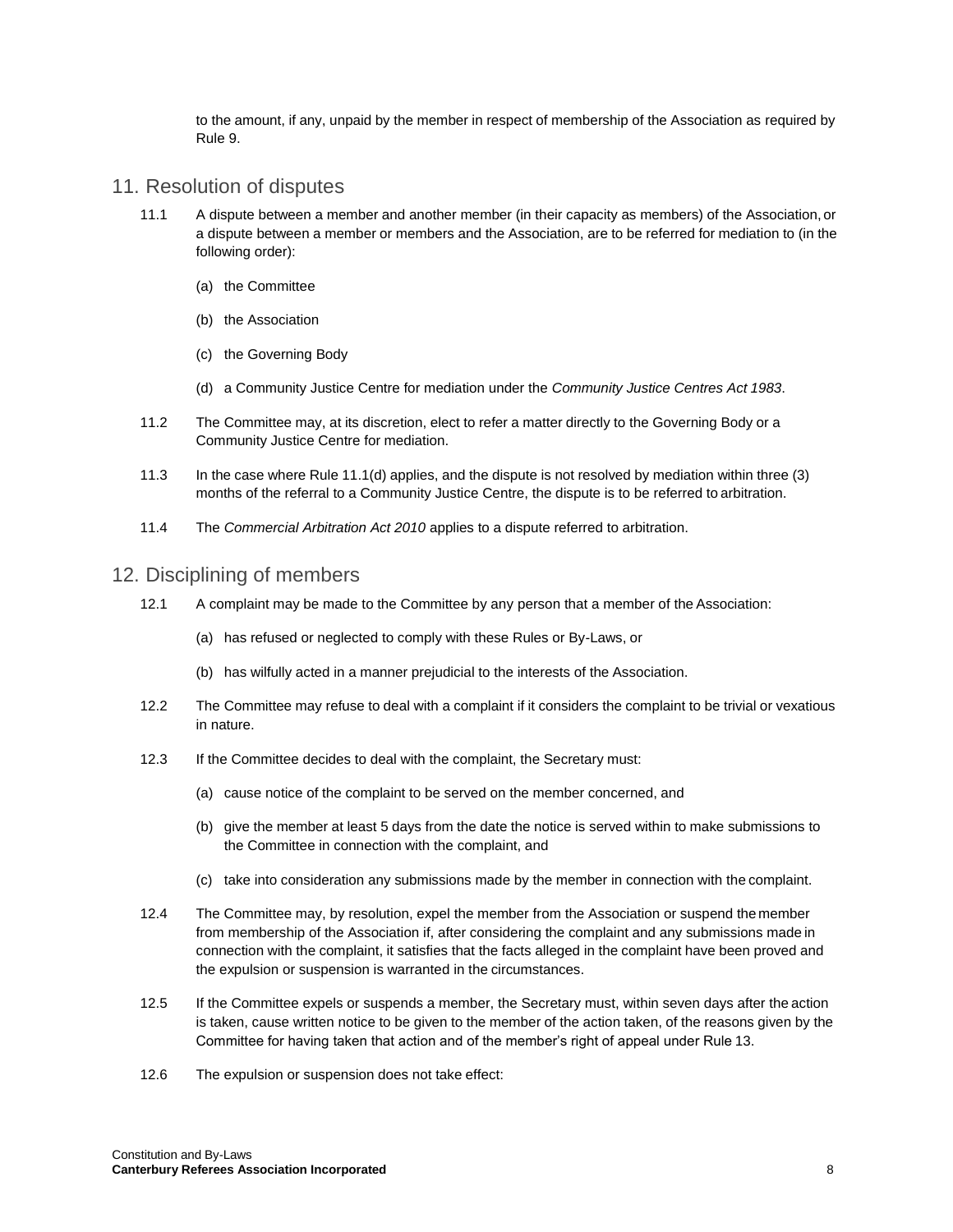to the amount, if any, unpaid by the member in respect of membership of the Association as required by Rule 9.

## 11. Resolution of disputes

11.1 A dispute between a member and another member (in their capacity as members) of the Association, or a dispute between a member or members and the Association, are to be referred for mediation to (in the following order):

(a) the Committee

(b) the Association

(c) the Governing Body

(d) a Community Justice Centre for mediation under the *Community Justice Centres Act 1983*.

11.2 The Committee may, at its discretion, elect to refer a matter directly to the Governing Body or a Community Justice Centre for mediation.

11.3 In the case where Rule 11.1(d) applies, and the dispute is not resolved by mediation within three (3) months of the referral to a Community Justice Centre, the dispute is to be referred to arbitration.

11.4 The *Commercial Arbitration Act 2010* applies to a dispute referred to arbitration.

## 12. Disciplining of members

12.1 A complaint may be made to the Committee by any person that a member of the Association:

(a) has refused or neglected to comply with these Rules or By-Laws, or

(b) has wilfully acted in a manner prejudicial to the interests of the Association.

12.2 The Committee may refuse to deal with a complaint if it considers the complaint to be trivial or vexatious in nature.

12.3 If the Committee decides to deal with the complaint, the Secretary must:

(a) cause notice of the complaint to be served on the member concerned, and

(b) give the member at least 5 days from the date the notice is served within to make submissions to the Committee in connection with the complaint, and

(c) take into consideration any submissions made by the member in connection with the complaint.

12.4 The Committee may, by resolution, expel the member from the Association or suspend the member from membership of the Association if, after considering the complaint and any submissions made in connection with the complaint, it satisfies that the facts alleged in the complaint have been proved and the expulsion or suspension is warranted in the circumstances.

12.5 If the Committee expels or suspends a member, the Secretary must, within seven days after the action is taken, cause written notice to be given to the member of the action taken, of the reasons given by the Committee for having taken that action and of the member's right of appeal under Rule 13.

12.6 The expulsion or suspension does not take effect: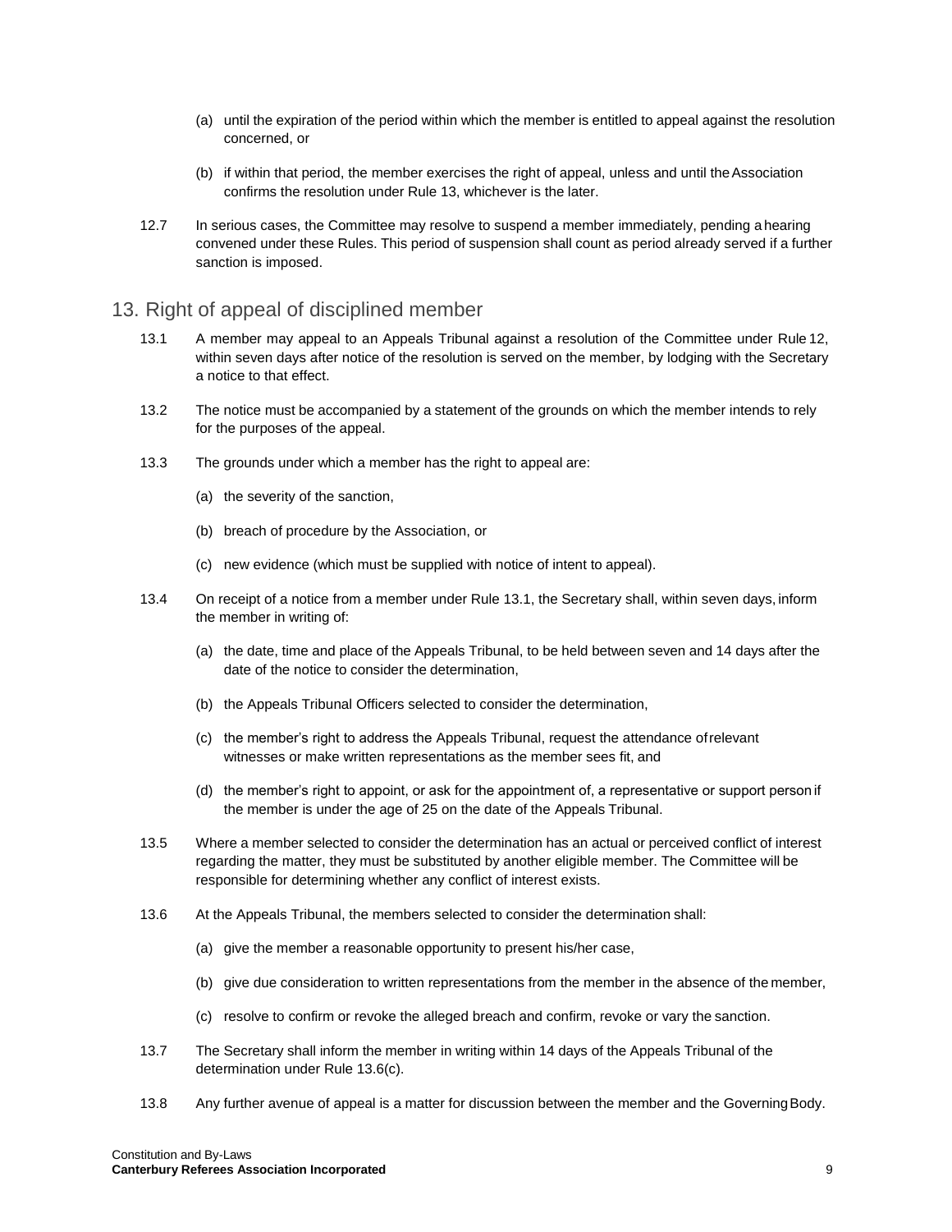(a) until the expiration of the period within which the member is entitled to appeal against the resolution concerned, or

(b) if within that period, the member exercises the right of appeal, unless and until the Association confirms the resolution under Rule 13, whichever is the later.

12.7 In serious cases, the Committee may resolve to suspend a member immediately, pending a hearing convened under these Rules. This period of suspension shall count as period already served if a further sanction is imposed.

## 13. Right of appeal of disciplined member

13.1 A member may appeal to an Appeals Tribunal against a resolution of the Committee under Rule 12, within seven days after notice of the resolution is served on the member, by lodging with the Secretary a notice to that effect.

13.2 The notice must be accompanied by a statement of the grounds on which the member intends to rely for the purposes of the appeal.

13.3 The grounds under which a member has the right to appeal are:

(a) the severity of the sanction,

(b) breach of procedure by the Association, or

(c) new evidence (which must be supplied with notice of intent to appeal).

13.4 On receipt of a notice from a member under Rule 13.1, the Secretary shall, within seven days, inform the member in writing of:

(a) the date, time and place of the Appeals Tribunal, to be held between seven and 14 days after the date of the notice to consider the determination,

(b) the Appeals Tribunal Officers selected to consider the determination,

(c) the member's right to address the Appeals Tribunal, request the attendance of relevant witnesses or make written representations as the member sees fit, and

(d) the member's right to appoint, or ask for the appointment of, a representative or support person if the member is under the age of 25 on the date of the Appeals Tribunal.

13.5 Where a member selected to consider the determination has an actual or perceived conflict of interest regarding the matter, they must be substituted by another eligible member. The Committee will be responsible for determining whether any conflict of interest exists.

13.6 At the Appeals Tribunal, the members selected to consider the determination shall:

(a) give the member a reasonable opportunity to present his/her case,

(b) give due consideration to written representations from the member in the absence of the member,

(c) resolve to confirm or revoke the alleged breach and confirm, revoke or vary the sanction.

13.7 The Secretary shall inform the member in writing within 14 days of the Appeals Tribunal of the determination under Rule 13.6(c).

13.8 Any further avenue of appeal is a matter for discussion between the member and the Governing Body.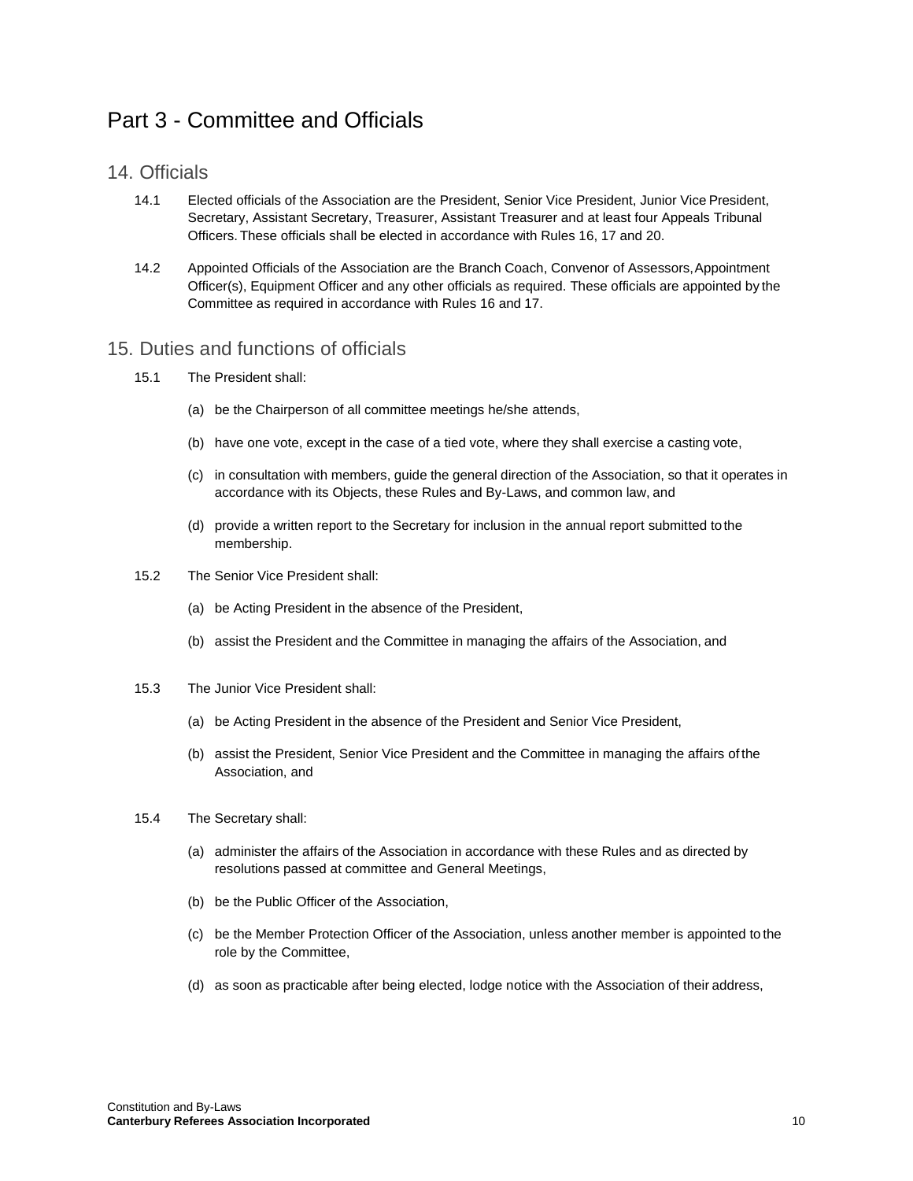# Part 3 - Committee and Officials

## 14. Officials

14.1 Elected officials of the Association are the President, Senior Vice President, Junior Vice President, Secretary, Assistant Secretary, Treasurer, Assistant Treasurer and at least four Appeals Tribunal Officers. These officials shall be elected in accordance with Rules 16, 17 and 20.

14.2 Appointed Officials of the Association are the Branch Coach, Convenor of Assessors, Appointment Officer(s), Equipment Officer and any other officials as required. These officials are appointed by the Committee as required in accordance with Rules 16 and 17.

## 15. Duties and functions of officials

15.1 The President shall:

(a) be the Chairperson of all committee meetings he/she attends,

(b) have one vote, except in the case of a tied vote, where they shall exercise a casting vote,

(c) in consultation with members, guide the general direction of the Association, so that it operates in accordance with its Objects, these Rules and By-Laws, and common law, and

(d) provide a written report to the Secretary for inclusion in the annual report submitted to the membership.

15.2 The Senior Vice President shall:

(a) be Acting President in the absence of the President,

(b) assist the President and the Committee in managing the affairs of the Association, and

15.3 The Junior Vice President shall:

(a) be Acting President in the absence of the President and Senior Vice President,

(b) assist the President, Senior Vice President and the Committee in managing the affairs of the Association, and

15.4 The Secretary shall:

(a) administer the affairs of the Association in accordance with these Rules and as directed by resolutions passed at committee and General Meetings,

(b) be the Public Officer of the Association,

(c) be the Member Protection Officer of the Association, unless another member is appointed to the role by the Committee,

(d) as soon as practicable after being elected, lodge notice with the Association of their address,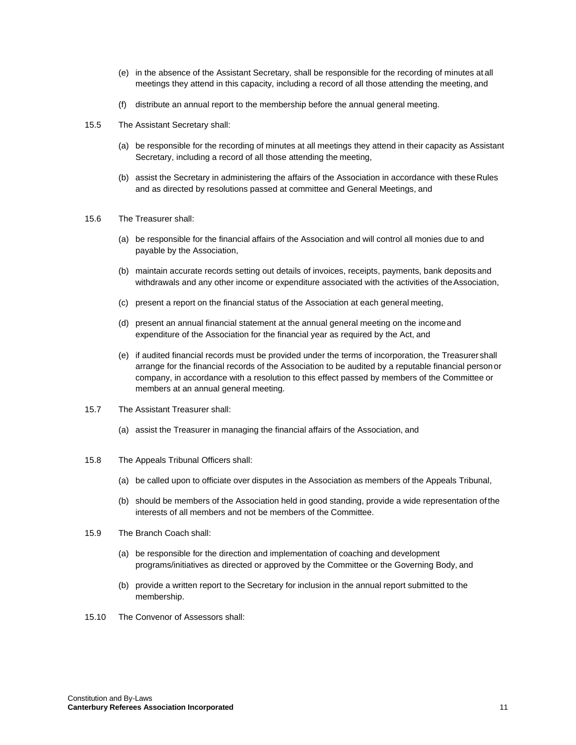(e) in the absence of the Assistant Secretary, shall be responsible for the recording of minutes at all meetings they attend in this capacity, including a record of all those attending the meeting, and

(f) distribute an annual report to the membership before the annual general meeting.

15.5 The Assistant Secretary shall:

(a) be responsible for the recording of minutes at all meetings they attend in their capacity as Assistant Secretary, including a record of all those attending the meeting,

(b) assist the Secretary in administering the affairs of the Association in accordance with these Rules and as directed by resolutions passed at committee and General Meetings, and

15.6 The Treasurer shall:

(a) be responsible for the financial affairs of the Association and will control all monies due to and payable by the Association,

(b) maintain accurate records setting out details of invoices, receipts, payments, bank deposits and withdrawals and any other income or expenditure associated with the activities of the Association,

(c) present a report on the financial status of the Association at each general meeting,

(d) present an annual financial statement at the annual general meeting on the income and expenditure of the Association for the financial year as required by the Act, and

(e) if audited financial records must be provided under the terms of incorporation, the Treasurer shall arrange for the financial records of the Association to be audited by a reputable financial person or company, in accordance with a resolution to this effect passed by members of the Committee or members at an annual general meeting.

15.7 The Assistant Treasurer shall:

(a) assist the Treasurer in managing the financial affairs of the Association, and

15.8 The Appeals Tribunal Officers shall:

(a) be called upon to officiate over disputes in the Association as members of the Appeals Tribunal,

(b) should be members of the Association held in good standing, provide a wide representation of the interests of all members and not be members of the Committee.

15.9 The Branch Coach shall:

(a) be responsible for the direction and implementation of coaching and development programs/initiatives as directed or approved by the Committee or the Governing Body, and

(b) provide a written report to the Secretary for inclusion in the annual report submitted to the membership.

15.10 The Convenor of Assessors shall: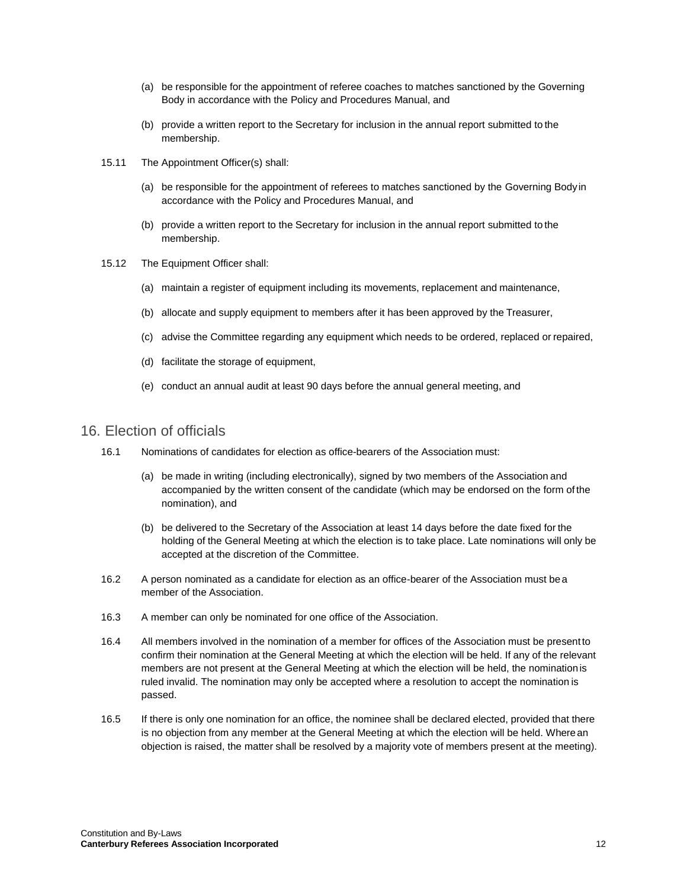(a) be responsible for the appointment of referee coaches to matches sanctioned by the Governing Body in accordance with the Policy and Procedures Manual, and

(b) provide a written report to the Secretary for inclusion in the annual report submitted to the membership.

15.11 The Appointment Officer(s) shall:

(a) be responsible for the appointment of referees to matches sanctioned by the Governing Body in accordance with the Policy and Procedures Manual, and

(b) provide a written report to the Secretary for inclusion in the annual report submitted to the membership.

15.12 The Equipment Officer shall:

(a) maintain a register of equipment including its movements, replacement and maintenance,

(b) allocate and supply equipment to members after it has been approved by the Treasurer,

(c) advise the Committee regarding any equipment which needs to be ordered, replaced or repaired,

(d) facilitate the storage of equipment,

(e) conduct an annual audit at least 90 days before the annual general meeting, and

## 16. Election of officials

16.1 Nominations of candidates for election as office-bearers of the Association must:

(a) be made in writing (including electronically), signed by two members of the Association and accompanied by the written consent of the candidate (which may be endorsed on the form of the nomination), and

(b) be delivered to the Secretary of the Association at least 14 days before the date fixed for the holding of the General Meeting at which the election is to take place. Late nominations will only be accepted at the discretion of the Committee.

16.2 A person nominated as a candidate for election as an office-bearer of the Association must be a member of the Association.

16.3 A member can only be nominated for one office of the Association.

16.4 All members involved in the nomination of a member for offices of the Association must be present to confirm their nomination at the General Meeting at which the election will be held. If any of the relevant members are not present at the General Meeting at which the election will be held, the nomination is ruled invalid. The nomination may only be accepted where a resolution to accept the nomination is passed.

16.5 If there is only one nomination for an office, the nominee shall be declared elected, provided that there is no objection from any member at the General Meeting at which the election will be held. Where an objection is raised, the matter shall be resolved by a majority vote of members present at the meeting).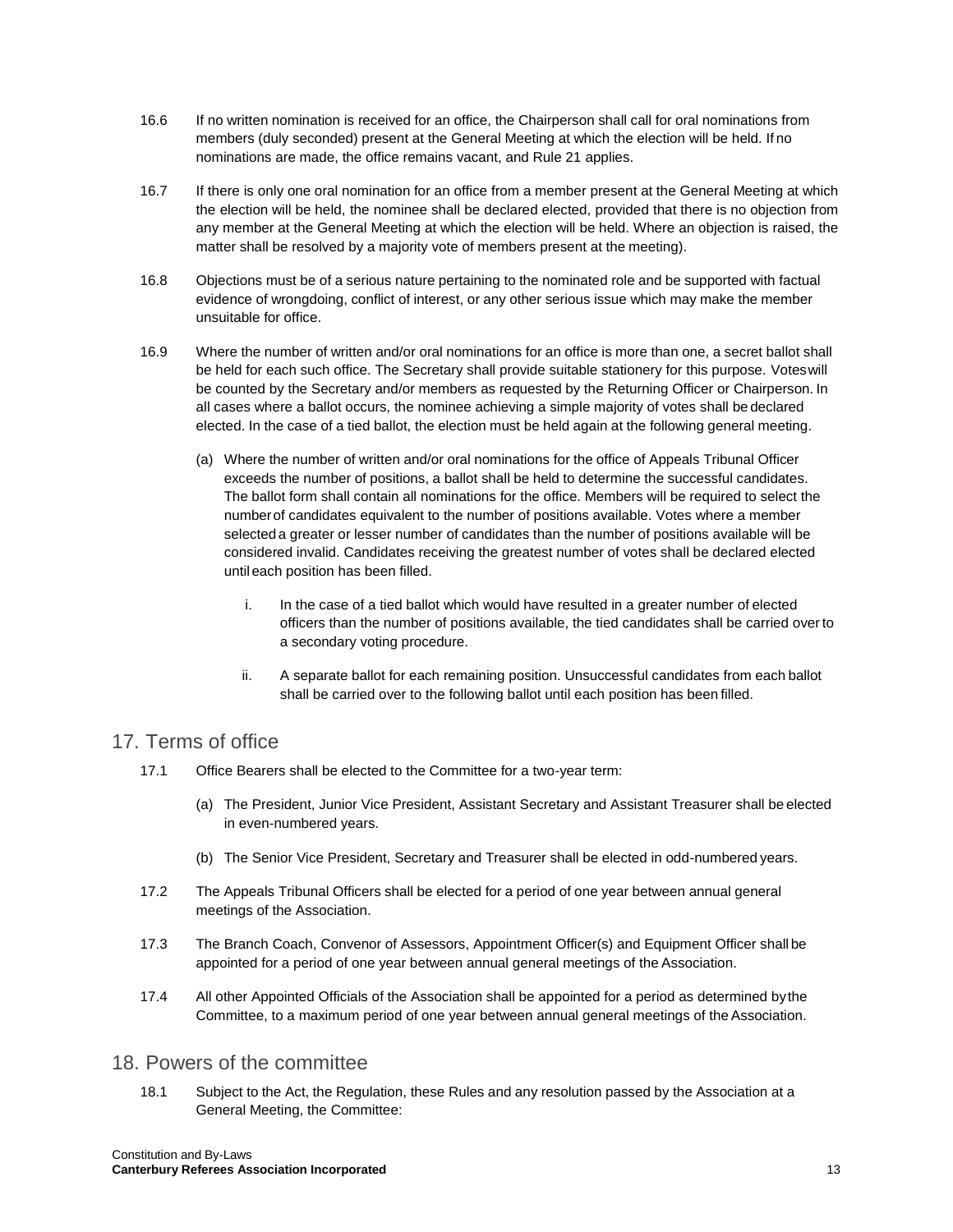16.6 If no written nomination is received for an office, the Chairperson shall call for oral nominations from members (duly seconded) present at the General Meeting at which the election will be held. If no nominations are made, the office remains vacant, and Rule 21 applies.

16.7 If there is only one oral nomination for an office from a member present at the General Meeting at which the election will be held, the nominee shall be declared elected, provided that there is no objection from any member at the General Meeting at which the election will be held. Where an objection is raised, the matter shall be resolved by a majority vote of members present at the meeting).

16.8 Objections must be of a serious nature pertaining to the nominated role and be supported with factual evidence of wrongdoing, conflict of interest, or any other serious issue which may make the member unsuitable for office.

16.9 Where the number of written and/or oral nominations for an office is more than one, a secret ballot shall be held for each such office. The Secretary shall provide suitable stationery for this purpose. Votes will be counted by the Secretary and/or members as requested by the Returning Officer or Chairperson. In all cases where a ballot occurs, the nominee achieving a simple majority of votes shall be declared elected. In the case of a tied ballot, the election must be held again at the following general meeting.

(a) Where the number of written and/or oral nominations for the office of Appeals Tribunal Officer exceeds the number of positions, a ballot shall be held to determine the successful candidates. The ballot form shall contain all nominations for the office. Members will be required to select the number of candidates equivalent to the number of positions available. Votes where a member selected a greater or lesser number of candidates than the number of positions available will be considered invalid. Candidates receiving the greatest number of votes shall be declared elected until each position has been filled.

i. In the case of a tied ballot which would have resulted in a greater number of elected officers than the number of positions available, the tied candidates shall be carried over to a secondary voting procedure.

ii. A separate ballot for each remaining position. Unsuccessful candidates from each ballot shall be carried over to the following ballot until each position has been filled.

## 17. Terms of office

17.1 Office Bearers shall be elected to the Committee for a two-year term:

(a) The President, Junior Vice President, Assistant Secretary and Assistant Treasurer shall be elected in even-numbered years.

(b) The Senior Vice President, Secretary and Treasurer shall be elected in odd-numbered years.

17.2 The Appeals Tribunal Officers shall be elected for a period of one year between annual general meetings of the Association.

17.3 The Branch Coach, Convenor of Assessors, Appointment Officer(s) and Equipment Officer shall be appointed for a period of one year between annual general meetings of the Association.

17.4 All other Appointed Officials of the Association shall be appointed for a period as determined by the Committee, to a maximum period of one year between annual general meetings of the Association.

## 18. Powers of the committee

18.1 Subject to the Act, the Regulation, these Rules and any resolution passed by the Association at a General Meeting, the Committee: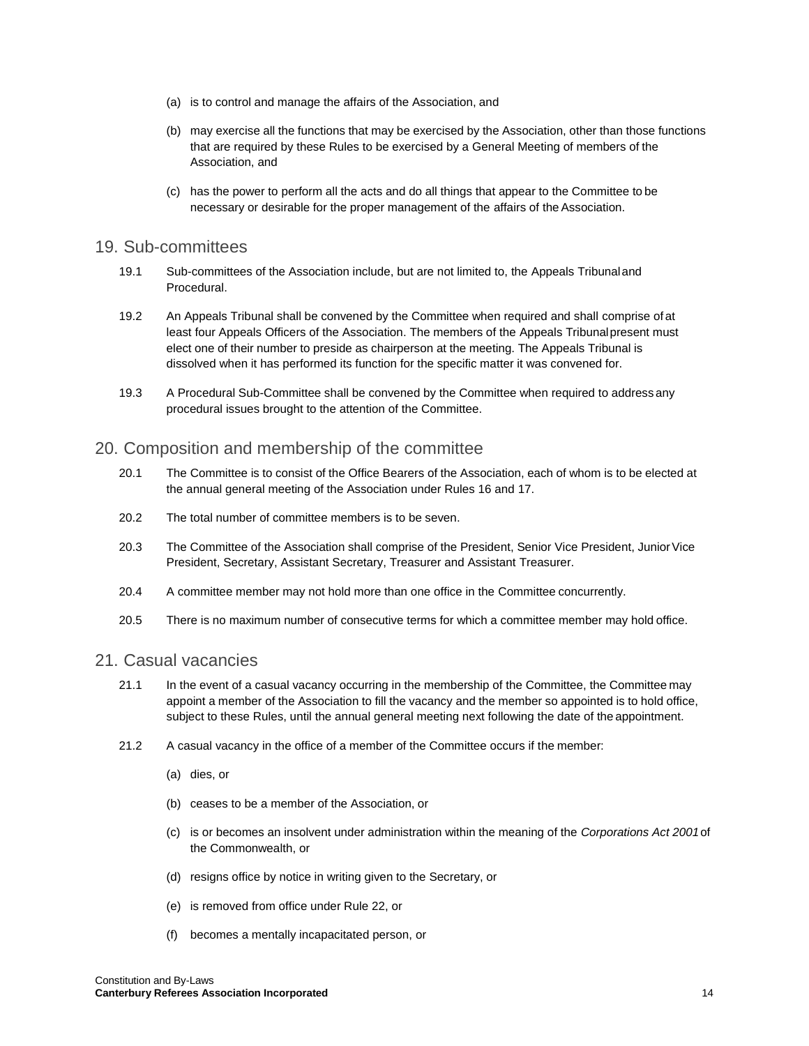(a) is to control and manage the affairs of the Association, and

(b) may exercise all the functions that may be exercised by the Association, other than those functions that are required by these Rules to be exercised by a General Meeting of members of the Association, and

(c) has the power to perform all the acts and do all things that appear to the Committee to be necessary or desirable for the proper management of the affairs of the Association.

## 19. Sub-committees

19.1 Sub-committees of the Association include, but are not limited to, the Appeals Tribunal and Procedural.

19.2 An Appeals Tribunal shall be convened by the Committee when required and shall comprise of at least four Appeals Officers of the Association. The members of the Appeals Tribunal present must elect one of their number to preside as chairperson at the meeting. The Appeals Tribunal is dissolved when it has performed its function for the specific matter it was convened for.

19.3 A Procedural Sub-Committee shall be convened by the Committee when required to address any procedural issues brought to the attention of the Committee.

## 20. Composition and membership of the committee

20.1 The Committee is to consist of the Office Bearers of the Association, each of whom is to be elected at the annual general meeting of the Association under Rules 16 and 17.

20.2 The total number of committee members is to be seven.

20.3 The Committee of the Association shall comprise of the President, Senior Vice President, Junior Vice President, Secretary, Assistant Secretary, Treasurer and Assistant Treasurer.

20.4 A committee member may not hold more than one office in the Committee concurrently.

20.5 There is no maximum number of consecutive terms for which a committee member may hold office.

## 21. Casual vacancies

21.1 In the event of a casual vacancy occurring in the membership of the Committee, the Committee may appoint a member of the Association to fill the vacancy and the member so appointed is to hold office, subject to these Rules, until the annual general meeting next following the date of the appointment.

21.2 A casual vacancy in the office of a member of the Committee occurs if the member:

(a) dies, or

(b) ceases to be a member of the Association, or

(c) is or becomes an insolvent under administration within the meaning of the *Corporations Act 2001* of the Commonwealth, or

(d) resigns office by notice in writing given to the Secretary, or

(e) is removed from office under Rule 22, or

(f) becomes a mentally incapacitated person, or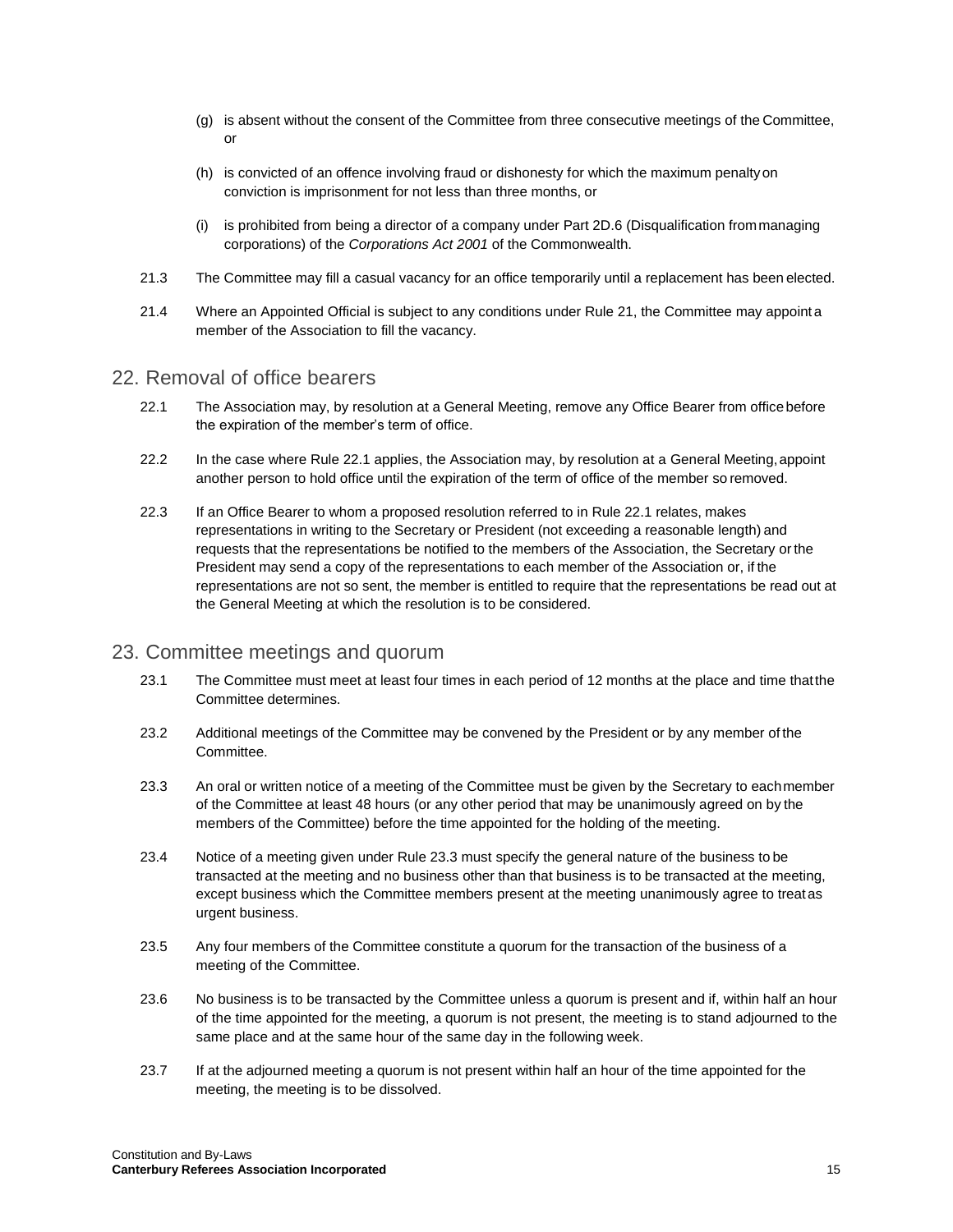(g) is absent without the consent of the Committee from three consecutive meetings of the Committee, or

(h) is convicted of an offence involving fraud or dishonesty for which the maximum penalty on conviction is imprisonment for not less than three months, or

(i) is prohibited from being a director of a company under Part 2D.6 (Disqualification from managing corporations) of the *Corporations Act 2001* of the Commonwealth.

21.3 The Committee may fill a casual vacancy for an office temporarily until a replacement has been elected.

21.4 Where an Appointed Official is subject to any conditions under Rule 21, the Committee may appoint a member of the Association to fill the vacancy.

## 22. Removal of office bearers

22.1 The Association may, by resolution at a General Meeting, remove any Office Bearer from office before the expiration of the member's term of office.

22.2 In the case where Rule 22.1 applies, the Association may, by resolution at a General Meeting, appoint another person to hold office until the expiration of the term of office of the member so removed.

22.3 If an Office Bearer to whom a proposed resolution referred to in Rule 22.1 relates, makes representations in writing to the Secretary or President (not exceeding a reasonable length) and requests that the representations be notified to the members of the Association, the Secretary or the President may send a copy of the representations to each member of the Association or, if the representations are not so sent, the member is entitled to require that the representations be read out at the General Meeting at which the resolution is to be considered.

## 23. Committee meetings and quorum

23.1 The Committee must meet at least four times in each period of 12 months at the place and time that the Committee determines.

23.2 Additional meetings of the Committee may be convened by the President or by any member of the Committee.

23.3 An oral or written notice of a meeting of the Committee must be given by the Secretary to each member of the Committee at least 48 hours (or any other period that may be unanimously agreed on by the members of the Committee) before the time appointed for the holding of the meeting.

23.4 Notice of a meeting given under Rule 23.3 must specify the general nature of the business to be transacted at the meeting and no business other than that business is to be transacted at the meeting, except business which the Committee members present at the meeting unanimously agree to treat as urgent business.

23.5 Any four members of the Committee constitute a quorum for the transaction of the business of a meeting of the Committee.

23.6 No business is to be transacted by the Committee unless a quorum is present and if, within half an hour of the time appointed for the meeting, a quorum is not present, the meeting is to stand adjourned to the same place and at the same hour of the same day in the following week.

23.7 If at the adjourned meeting a quorum is not present within half an hour of the time appointed for the meeting, the meeting is to be dissolved.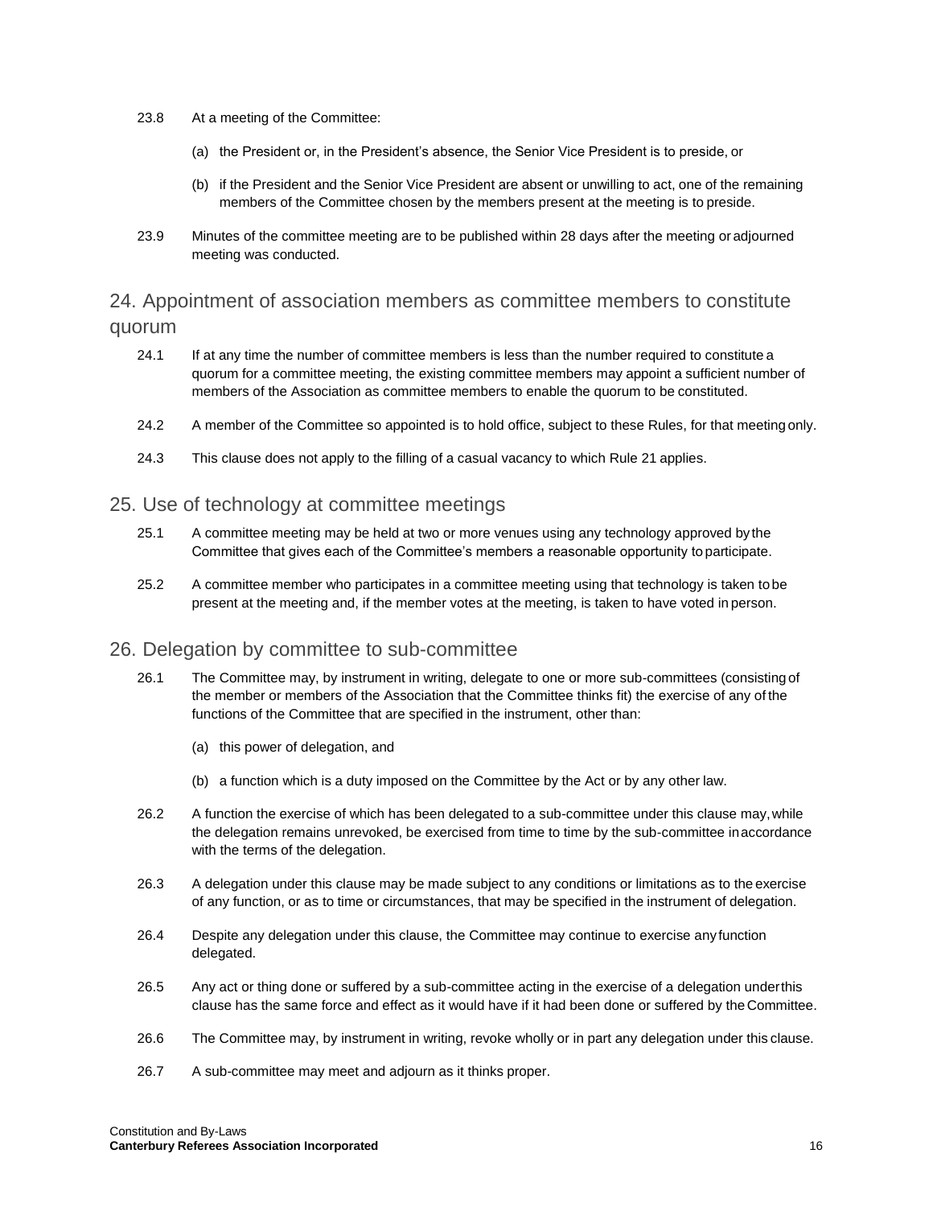23.8 At a meeting of the Committee:

(a) the President or, in the President's absence, the Senior Vice President is to preside, or

(b) if the President and the Senior Vice President are absent or unwilling to act, one of the remaining members of the Committee chosen by the members present at the meeting is to preside.

23.9 Minutes of the committee meeting are to be published within 28 days after the meeting or adjourned meeting was conducted.

## 24. Appointment of association members as committee members to constitute quorum

24.1 If at any time the number of committee members is less than the number required to constitute a quorum for a committee meeting, the existing committee members may appoint a sufficient number of members of the Association as committee members to enable the quorum to be constituted.

24.2 A member of the Committee so appointed is to hold office, subject to these Rules, for that meeting only.

24.3 This clause does not apply to the filling of a casual vacancy to which Rule 21 applies.

## 25. Use of technology at committee meetings

25.1 A committee meeting may be held at two or more venues using any technology approved by the Committee that gives each of the Committee's members a reasonable opportunity to participate.

25.2 A committee member who participates in a committee meeting using that technology is taken to be present at the meeting and, if the member votes at the meeting, is taken to have voted in person.

## 26. Delegation by committee to sub-committee

26.1 The Committee may, by instrument in writing, delegate to one or more sub-committees (consisting of the member or members of the Association that the Committee thinks fit) the exercise of any of the functions of the Committee that are specified in the instrument, other than:

(a) this power of delegation, and

(b) a function which is a duty imposed on the Committee by the Act or by any other law.

26.2 A function the exercise of which has been delegated to a sub-committee under this clause may, while the delegation remains unrevoked, be exercised from time to time by the sub-committee in accordance with the terms of the delegation.

26.3 A delegation under this clause may be made subject to any conditions or limitations as to the exercise of any function, or as to time or circumstances, that may be specified in the instrument of delegation.

26.4 Despite any delegation under this clause, the Committee may continue to exercise any function delegated.

26.5 Any act or thing done or suffered by a sub-committee acting in the exercise of a delegation under this clause has the same force and effect as it would have if it had been done or suffered by the Committee.

26.6 The Committee may, by instrument in writing, revoke wholly or in part any delegation under this clause.

26.7 A sub-committee may meet and adjourn as it thinks proper.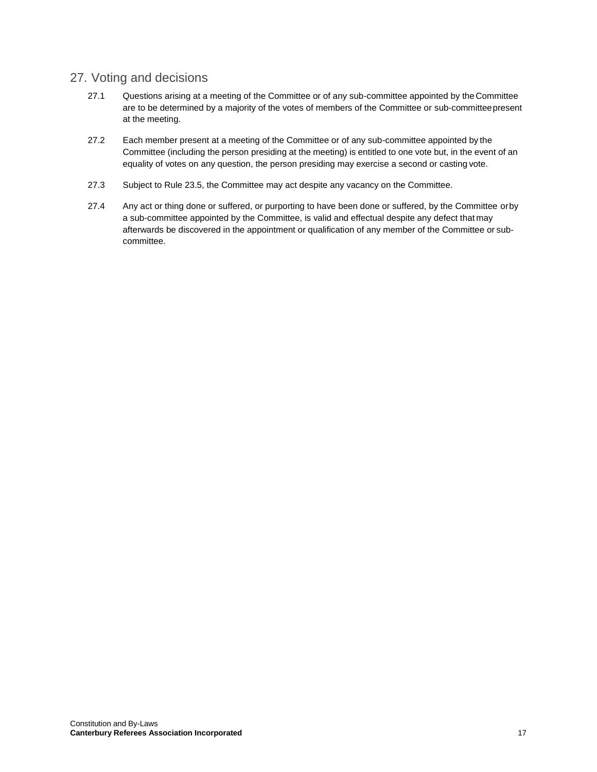## 27. Voting and decisions

27.1 Questions arising at a meeting of the Committee or of any sub-committee appointed by the Committee are to be determined by a majority of the votes of members of the Committee or sub-committee present at the meeting.

27.2 Each member present at a meeting of the Committee or of any sub-committee appointed by the Committee (including the person presiding at the meeting) is entitled to one vote but, in the event of an equality of votes on any question, the person presiding may exercise a second or casting vote.

27.3 Subject to Rule 23.5, the Committee may act despite any vacancy on the Committee.

27.4 Any act or thing done or suffered, or purporting to have been done or suffered, by the Committee or by a sub-committee appointed by the Committee, is valid and effectual despite any defect that may afterwards be discovered in the appointment or qualification of any member of the Committee or sub-committee.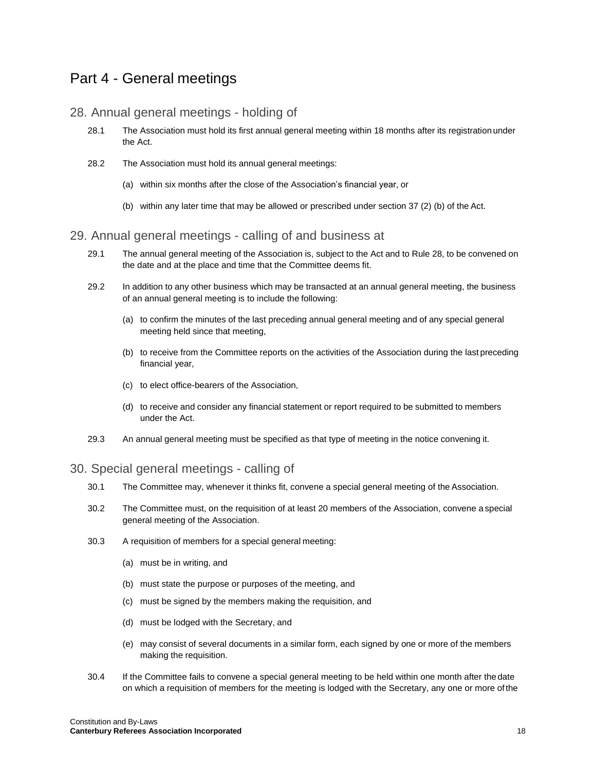# Part 4 - General meetings

## 28. Annual general meetings - holding of

28.1 The Association must hold its first annual general meeting within 18 months after its registration under the Act.

28.2 The Association must hold its annual general meetings:

(a) within six months after the close of the Association's financial year, or

(b) within any later time that may be allowed or prescribed under section 37 (2) (b) of the Act.

## 29. Annual general meetings - calling of and business at

29.1 The annual general meeting of the Association is, subject to the Act and to Rule 28, to be convened on the date and at the place and time that the Committee deems fit.

29.2 In addition to any other business which may be transacted at an annual general meeting, the business of an annual general meeting is to include the following:

(a) to confirm the minutes of the last preceding annual general meeting and of any special general meeting held since that meeting,

(b) to receive from the Committee reports on the activities of the Association during the last preceding financial year,

(c) to elect office-bearers of the Association,

(d) to receive and consider any financial statement or report required to be submitted to members under the Act.

29.3 An annual general meeting must be specified as that type of meeting in the notice convening it.

## 30. Special general meetings - calling of

30.1 The Committee may, whenever it thinks fit, convene a special general meeting of the Association.

30.2 The Committee must, on the requisition of at least 20 members of the Association, convene a special general meeting of the Association.

30.3 A requisition of members for a special general meeting:

(a) must be in writing, and

(b) must state the purpose or purposes of the meeting, and

(c) must be signed by the members making the requisition, and

(d) must be lodged with the Secretary, and

(e) may consist of several documents in a similar form, each signed by one or more of the members making the requisition.

30.4 If the Committee fails to convene a special general meeting to be held within one month after the date on which a requisition of members for the meeting is lodged with the Secretary, any one or more of the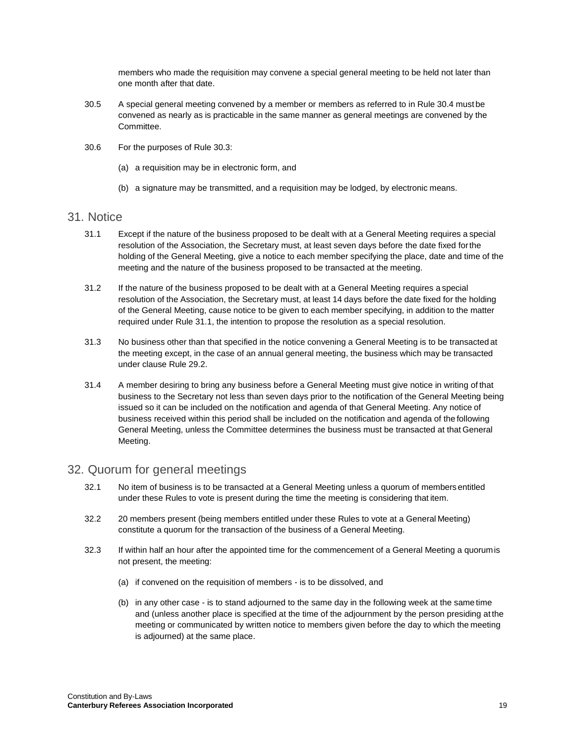members who made the requisition may convene a special general meeting to be held not later than one month after that date.

30.5 A special general meeting convened by a member or members as referred to in Rule 30.4 must be convened as nearly as is practicable in the same manner as general meetings are convened by the Committee.

30.6 For the purposes of Rule 30.3:

(a) a requisition may be in electronic form, and

(b) a signature may be transmitted, and a requisition may be lodged, by electronic means.

## 31. Notice

31.1 Except if the nature of the business proposed to be dealt with at a General Meeting requires a special resolution of the Association, the Secretary must, at least seven days before the date fixed for the holding of the General Meeting, give a notice to each member specifying the place, date and time of the meeting and the nature of the business proposed to be transacted at the meeting.

31.2 If the nature of the business proposed to be dealt with at a General Meeting requires a special resolution of the Association, the Secretary must, at least 14 days before the date fixed for the holding of the General Meeting, cause notice to be given to each member specifying, in addition to the matter required under Rule 31.1, the intention to propose the resolution as a special resolution.

31.3 No business other than that specified in the notice convening a General Meeting is to be transacted at the meeting except, in the case of an annual general meeting, the business which may be transacted under clause Rule 29.2.

31.4 A member desiring to bring any business before a General Meeting must give notice in writing of that business to the Secretary not less than seven days prior to the notification of the General Meeting being issued so it can be included on the notification and agenda of that General Meeting. Any notice of business received within this period shall be included on the notification and agenda of the following General Meeting, unless the Committee determines the business must be transacted at that General Meeting.

## 32. Quorum for general meetings

32.1 No item of business is to be transacted at a General Meeting unless a quorum of members entitled under these Rules to vote is present during the time the meeting is considering that item.

32.2 20 members present (being members entitled under these Rules to vote at a General Meeting) constitute a quorum for the transaction of the business of a General Meeting.

32.3 If within half an hour after the appointed time for the commencement of a General Meeting a quorum is not present, the meeting:

(a) if convened on the requisition of members - is to be dissolved, and

(b) in any other case - is to stand adjourned to the same day in the following week at the same time and (unless another place is specified at the time of the adjournment by the person presiding at the meeting or communicated by written notice to members given before the day to which the meeting is adjourned) at the same place.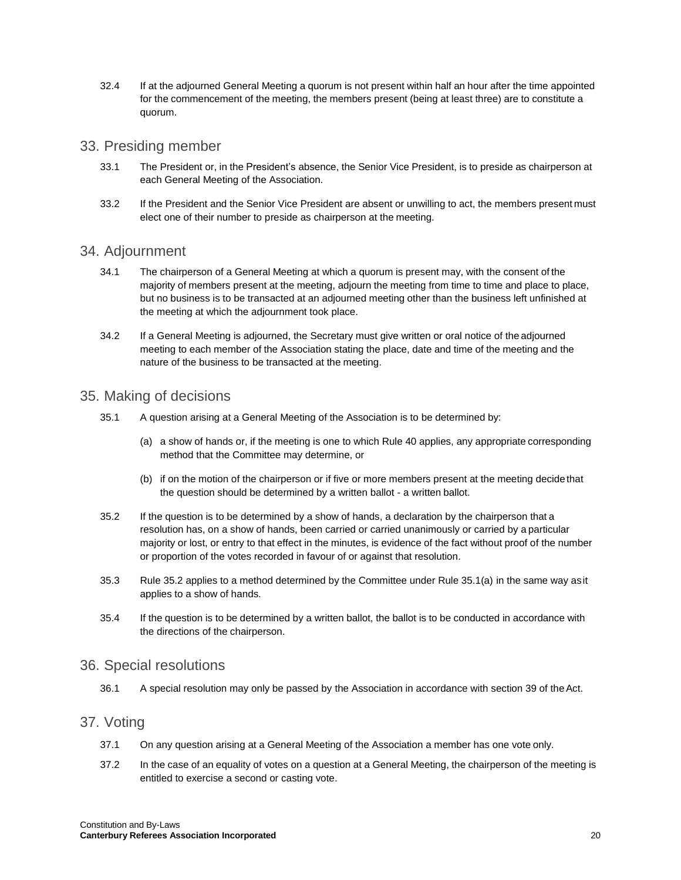32.4 If at the adjourned General Meeting a quorum is not present within half an hour after the time appointed for the commencement of the meeting, the members present (being at least three) are to constitute a quorum.

## 33. Presiding member

33.1 The President or, in the President's absence, the Senior Vice President, is to preside as chairperson at each General Meeting of the Association.

33.2 If the President and the Senior Vice President are absent or unwilling to act, the members present must elect one of their number to preside as chairperson at the meeting.

## 34. Adjournment

34.1 The chairperson of a General Meeting at which a quorum is present may, with the consent of the majority of members present at the meeting, adjourn the meeting from time to time and place to place, but no business is to be transacted at an adjourned meeting other than the business left unfinished at the meeting at which the adjournment took place.

34.2 If a General Meeting is adjourned, the Secretary must give written or oral notice of the adjourned meeting to each member of the Association stating the place, date and time of the meeting and the nature of the business to be transacted at the meeting.

## 35. Making of decisions

35.1 A question arising at a General Meeting of the Association is to be determined by:

(a) a show of hands or, if the meeting is one to which Rule 40 applies, any appropriate corresponding method that the Committee may determine, or

(b) if on the motion of the chairperson or if five or more members present at the meeting decide that the question should be determined by a written ballot - a written ballot.

35.2 If the question is to be determined by a show of hands, a declaration by the chairperson that a resolution has, on a show of hands, been carried or carried unanimously or carried by a particular majority or lost, or entry to that effect in the minutes, is evidence of the fact without proof of the number or proportion of the votes recorded in favour of or against that resolution.

35.3 Rule 35.2 applies to a method determined by the Committee under Rule 35.1(a) in the same way as it applies to a show of hands.

35.4 If the question is to be determined by a written ballot, the ballot is to be conducted in accordance with the directions of the chairperson.

## 36. Special resolutions

36.1 A special resolution may only be passed by the Association in accordance with section 39 of the Act.

## 37. Voting

37.1 On any question arising at a General Meeting of the Association a member has one vote only.

37.2 In the case of an equality of votes on a question at a General Meeting, the chairperson of the meeting is entitled to exercise a second or casting vote.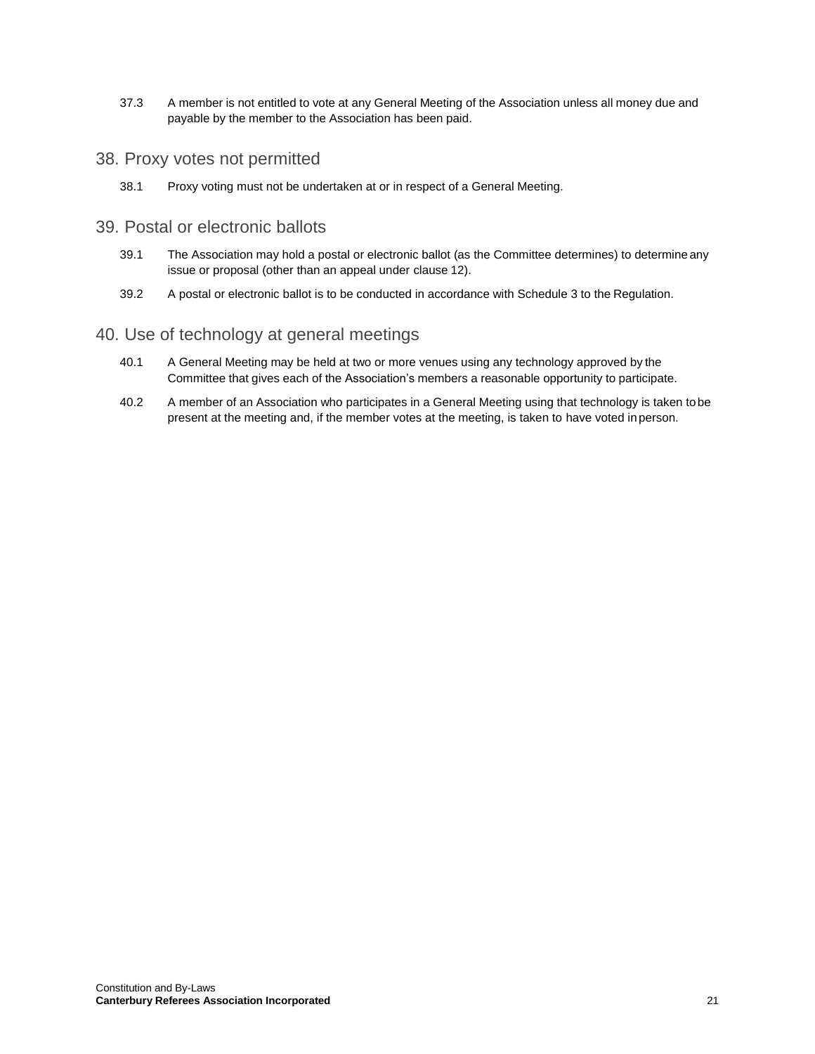37.3 A member is not entitled to vote at any General Meeting of the Association unless all money due and payable by the member to the Association has been paid.

## 38. Proxy votes not permitted

38.1 Proxy voting must not be undertaken at or in respect of a General Meeting.

## 39. Postal or electronic ballots

39.1 The Association may hold a postal or electronic ballot (as the Committee determines) to determine any issue or proposal (other than an appeal under clause 12).

39.2 A postal or electronic ballot is to be conducted in accordance with Schedule 3 to the Regulation.

## 40. Use of technology at general meetings

40.1 A General Meeting may be held at two or more venues using any technology approved by the Committee that gives each of the Association's members a reasonable opportunity to participate.

40.2 A member of an Association who participates in a General Meeting using that technology is taken to be present at the meeting and, if the member votes at the meeting, is taken to have voted in person.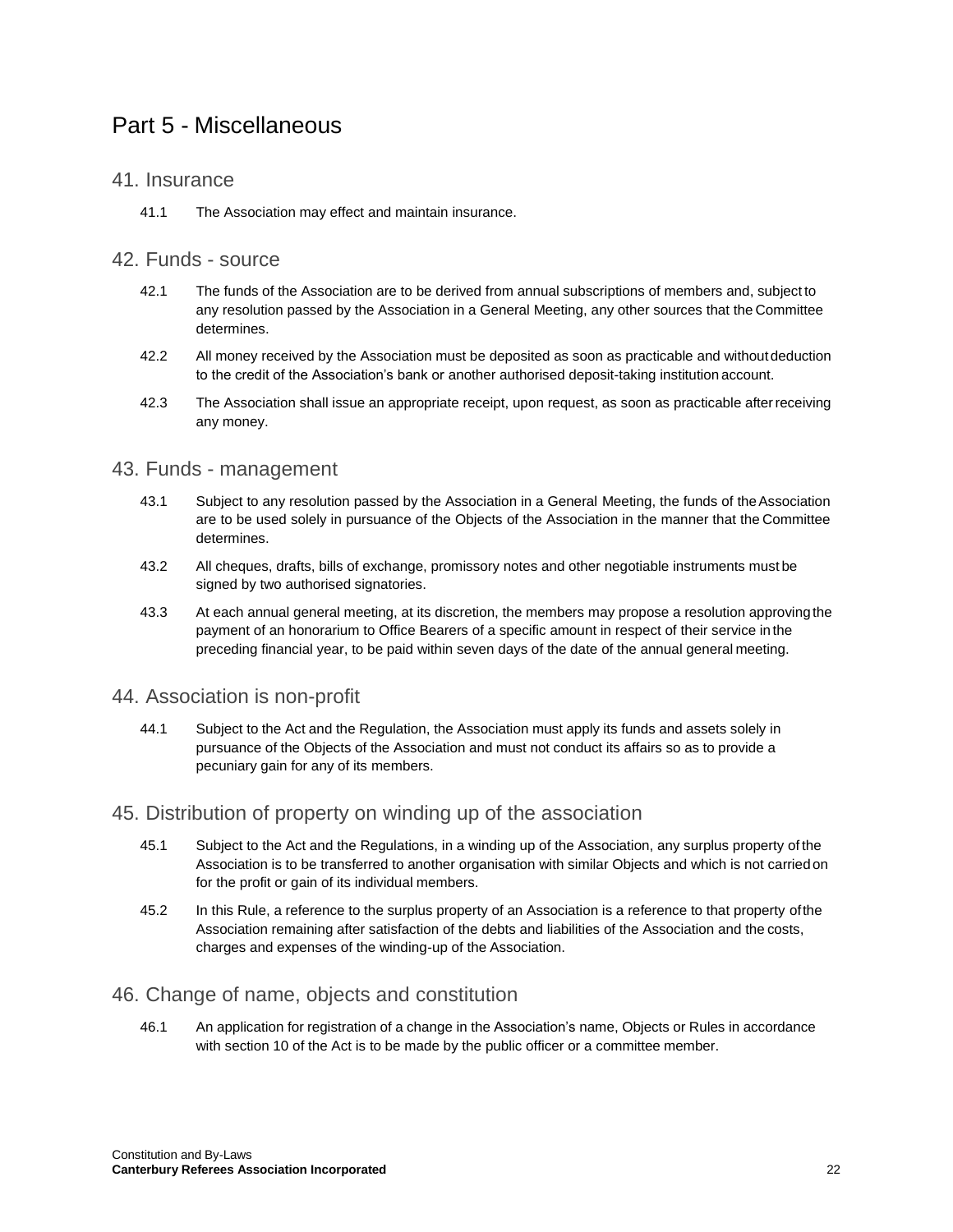# Part 5 - Miscellaneous

## 41. Insurance

41.1 The Association may effect and maintain insurance.

## 42. Funds - source

42.1 The funds of the Association are to be derived from annual subscriptions of members and, subject to any resolution passed by the Association in a General Meeting, any other sources that the Committee determines.

42.2 All money received by the Association must be deposited as soon as practicable and without deduction to the credit of the Association's bank or another authorised deposit-taking institution account.

42.3 The Association shall issue an appropriate receipt, upon request, as soon as practicable after receiving any money.

## 43. Funds - management

43.1 Subject to any resolution passed by the Association in a General Meeting, the funds of the Association are to be used solely in pursuance of the Objects of the Association in the manner that the Committee determines.

43.2 All cheques, drafts, bills of exchange, promissory notes and other negotiable instruments must be signed by two authorised signatories.

43.3 At each annual general meeting, at its discretion, the members may propose a resolution approving the payment of an honorarium to Office Bearers of a specific amount in respect of their service in the preceding financial year, to be paid within seven days of the date of the annual general meeting.

## 44. Association is non-profit

44.1 Subject to the Act and the Regulation, the Association must apply its funds and assets solely in pursuance of the Objects of the Association and must not conduct its affairs so as to provide a pecuniary gain for any of its members.

## 45. Distribution of property on winding up of the association

45.1 Subject to the Act and the Regulations, in a winding up of the Association, any surplus property of the Association is to be transferred to another organisation with similar Objects and which is not carried on for the profit or gain of its individual members.

45.2 In this Rule, a reference to the surplus property of an Association is a reference to that property of the Association remaining after satisfaction of the debts and liabilities of the Association and the costs, charges and expenses of the winding-up of the Association.

## 46. Change of name, objects and constitution

46.1 An application for registration of a change in the Association's name, Objects or Rules in accordance with section 10 of the Act is to be made by the public officer or a committee member.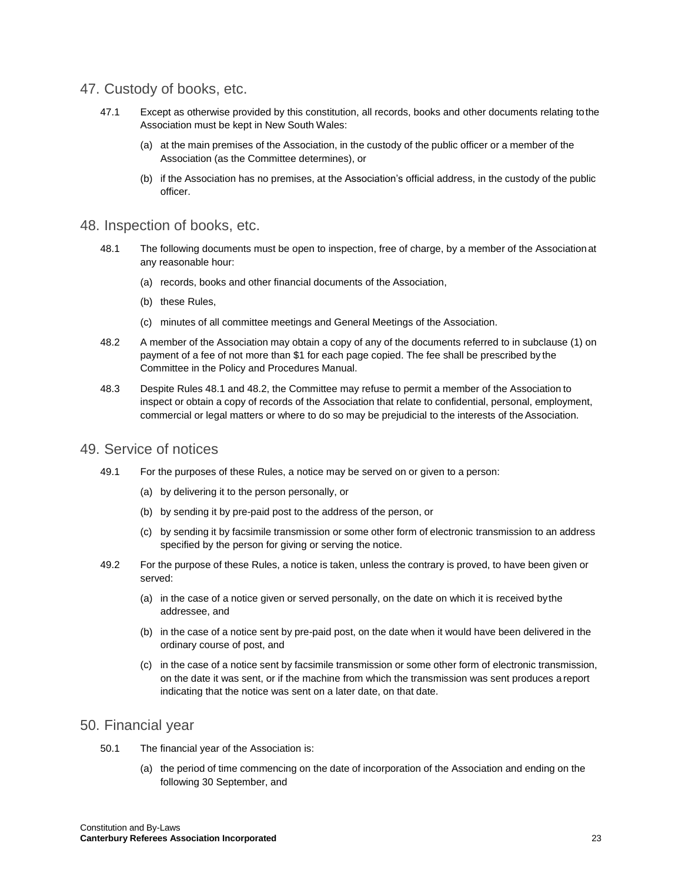## 47. Custody of books, etc.

47.1 Except as otherwise provided by this constitution, all records, books and other documents relating to the Association must be kept in New South Wales:

(a) at the main premises of the Association, in the custody of the public officer or a member of the Association (as the Committee determines), or

(b) if the Association has no premises, at the Association's official address, in the custody of the public officer.

## 48. Inspection of books, etc.

48.1 The following documents must be open to inspection, free of charge, by a member of the Association at any reasonable hour:

(a) records, books and other financial documents of the Association,

(b) these Rules,

(c) minutes of all committee meetings and General Meetings of the Association.

48.2 A member of the Association may obtain a copy of any of the documents referred to in subclause (1) on payment of a fee of not more than $1 for each page copied. The fee shall be prescribed by the Committee in the Policy and Procedures Manual.

48.3 Despite Rules 48.1 and 48.2, the Committee may refuse to permit a member of the Association to inspect or obtain a copy of records of the Association that relate to confidential, personal, employment, commercial or legal matters or where to do so may be prejudicial to the interests of the Association.

## 49. Service of notices

49.1 For the purposes of these Rules, a notice may be served on or given to a person:

(a) by delivering it to the person personally, or

(b) by sending it by pre-paid post to the address of the person, or

(c) by sending it by facsimile transmission or some other form of electronic transmission to an address specified by the person for giving or serving the notice.

49.2 For the purpose of these Rules, a notice is taken, unless the contrary is proved, to have been given or served:

(a) in the case of a notice given or served personally, on the date on which it is received by the addressee, and

(b) in the case of a notice sent by pre-paid post, on the date when it would have been delivered in the ordinary course of post, and

(c) in the case of a notice sent by facsimile transmission or some other form of electronic transmission, on the date it was sent, or if the machine from which the transmission was sent produces a report indicating that the notice was sent on a later date, on that date.

## 50. Financial year

50.1 The financial year of the Association is:

(a) the period of time commencing on the date of incorporation of the Association and ending on the following 30 September, and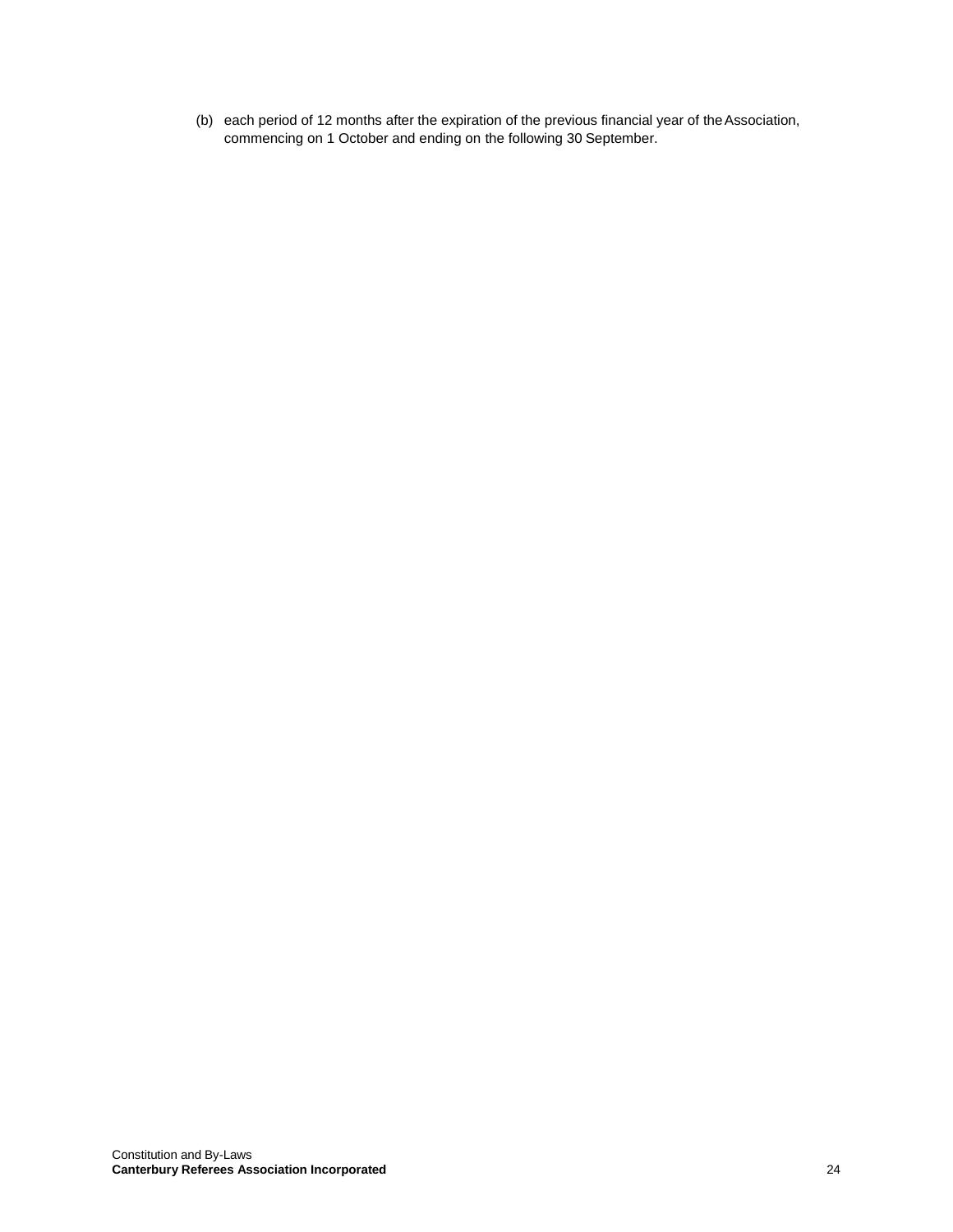(b) each period of 12 months after the expiration of the previous financial year of the Association, commencing on 1 October and ending on the following 30 September.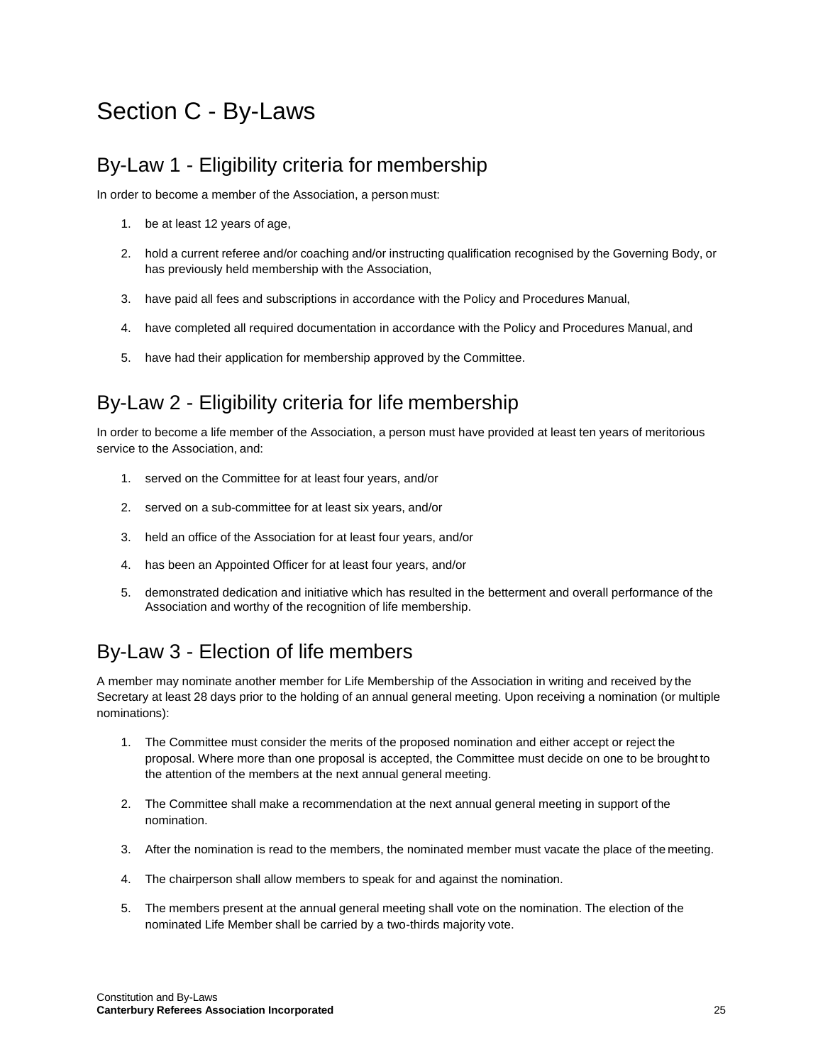# Section C - By-Laws

## By-Law 1 - Eligibility criteria for membership

In order to become a member of the Association, a person must:

1. be at least 12 years of age,
2. hold a current referee and/or coaching and/or instructing qualification recognised by the Governing Body, or has previously held membership with the Association,
3. have paid all fees and subscriptions in accordance with the Policy and Procedures Manual,
4. have completed all required documentation in accordance with the Policy and Procedures Manual, and
5. have had their application for membership approved by the Committee.

## By-Law 2 - Eligibility criteria for life membership

In order to become a life member of the Association, a person must have provided at least ten years of meritorious service to the Association, and:

1. served on the Committee for at least four years, and/or
2. served on a sub-committee for at least six years, and/or
3. held an office of the Association for at least four years, and/or
4. has been an Appointed Officer for at least four years, and/or
5. demonstrated dedication and initiative which has resulted in the betterment and overall performance of the Association and worthy of the recognition of life membership.

## By-Law 3 - Election of life members

A member may nominate another member for Life Membership of the Association in writing and received by the Secretary at least 28 days prior to the holding of an annual general meeting. Upon receiving a nomination (or multiple nominations):

1. The Committee must consider the merits of the proposed nomination and either accept or reject the proposal. Where more than one proposal is accepted, the Committee must decide on one to be brought to the attention of the members at the next annual general meeting.
2. The Committee shall make a recommendation at the next annual general meeting in support of the nomination.
3. After the nomination is read to the members, the nominated member must vacate the place of the meeting.
4. The chairperson shall allow members to speak for and against the nomination.
5. The members present at the annual general meeting shall vote on the nomination. The election of the nominated Life Member shall be carried by a two-thirds majority vote.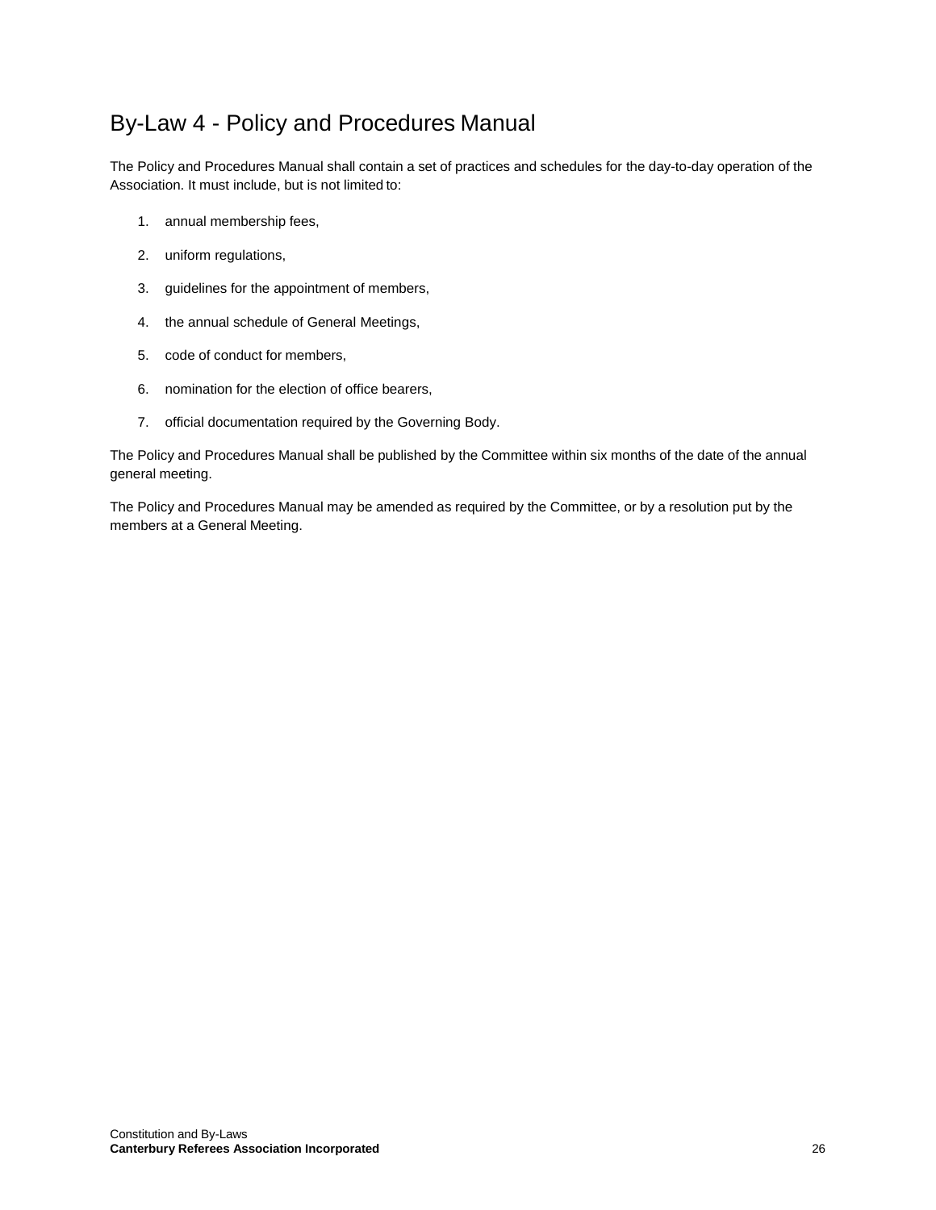# By-Law 4 - Policy and Procedures Manual

The Policy and Procedures Manual shall contain a set of practices and schedules for the day-to-day operation of the Association. It must include, but is not limited to:

1. annual membership fees,
2. uniform regulations,
3. guidelines for the appointment of members,
4. the annual schedule of General Meetings,
5. code of conduct for members,
6. nomination for the election of office bearers,
7. official documentation required by the Governing Body.

The Policy and Procedures Manual shall be published by the Committee within six months of the date of the annual general meeting.

The Policy and Procedures Manual may be amended as required by the Committee, or by a resolution put by the members at a General Meeting.